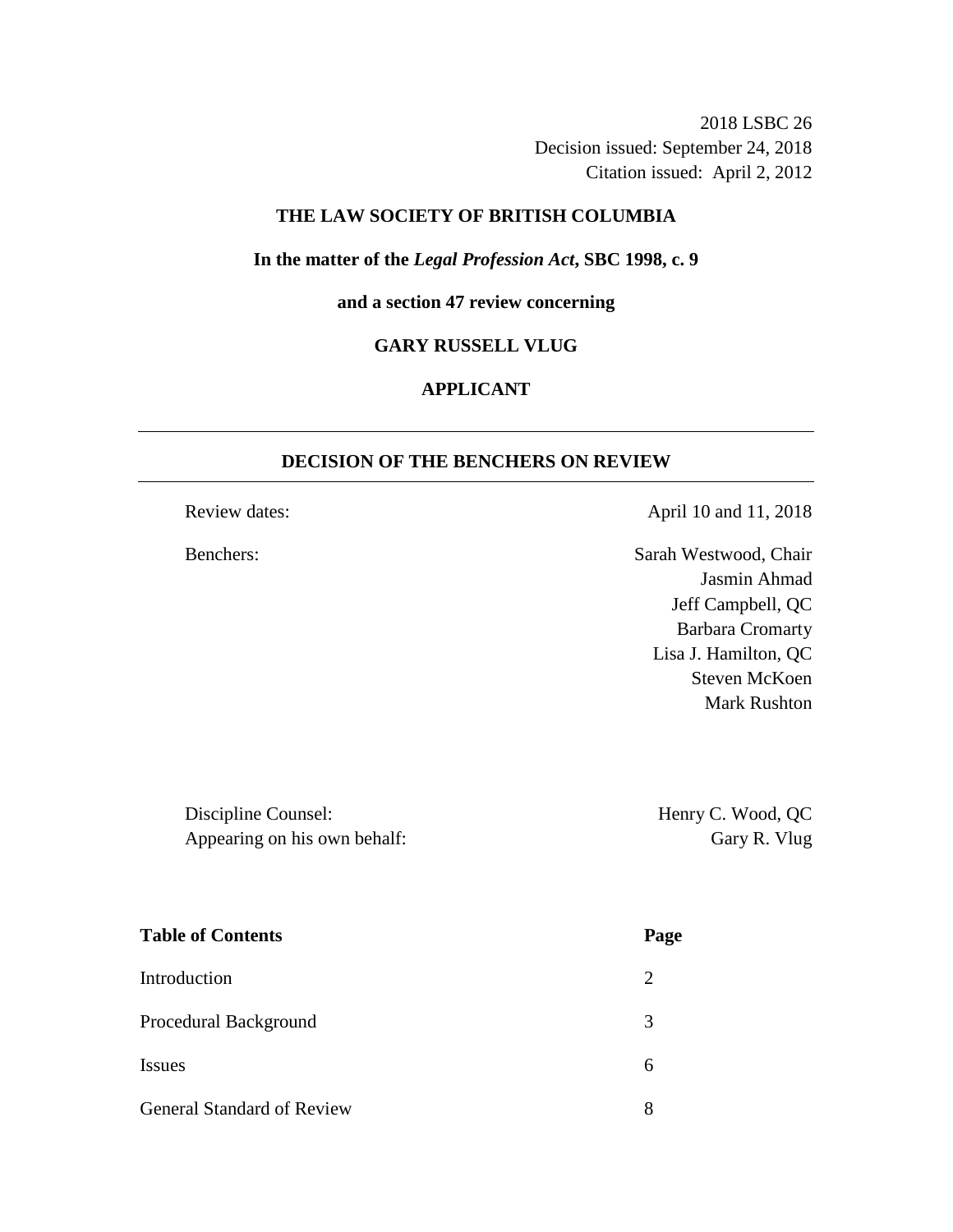2018 LSBC 26
Decision issued: September 24, 2018
Citation issued: April 2, 2012

**THE LAW SOCIETY OF BRITISH COLUMBIA**

**In the matter of the *Legal Profession Act*, SBC 1998, c. 9**

**and a section 47 review concerning**

**GARY RUSSELL VLUG**

**APPLICANT**

---

## DECISION OF THE BENCHERS ON REVIEW

---

Review dates: April 10 and 11, 2018

Benchers:
Sarah Westwood, Chair
Jasmin Ahmad
Jeff Campbell, QC
Barbara Cromarty
Lisa J. Hamilton, QC
Steven McKoen
Mark Rushton

Discipline Counsel: Henry C. Wood, QC
Appearing on his own behalf: Gary R. Vlug

| **Table of Contents** | **Page** |
|---|---|
| Introduction | 2 |
| Procedural Background | 3 |
| Issues | 6 |
| General Standard of Review | 8 |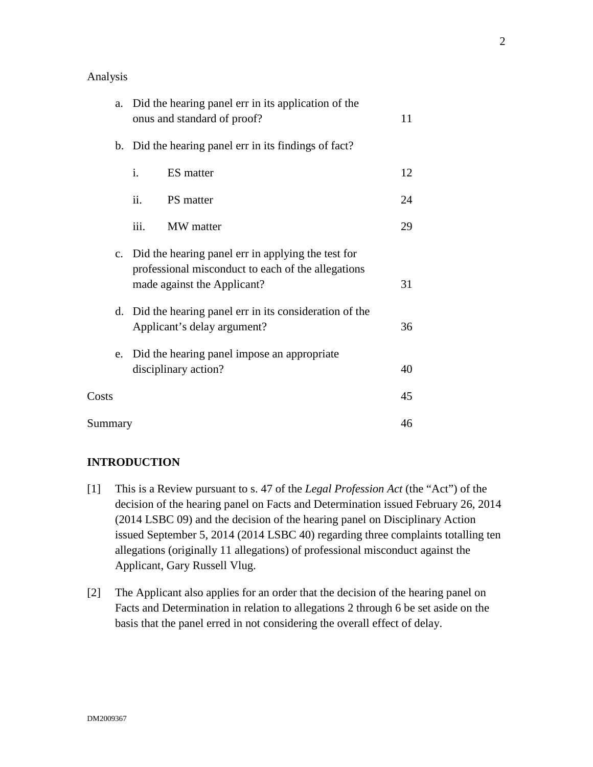Analysis

| | | |
|---|---|---|
| a. | Did the hearing panel err in its application of the onus and standard of proof? | 11 |
| b. | Did the hearing panel err in its findings of fact? | |
| | i. ES matter | 12 |
| | ii. PS matter | 24 |
| | iii. MW matter | 29 |
| c. | Did the hearing panel err in applying the test for professional misconduct to each of the allegations made against the Applicant? | 31 |
| d. | Did the hearing panel err in its consideration of the Applicant's delay argument? | 36 |
| e. | Did the hearing panel impose an appropriate disciplinary action? | 40 |
| Costs | | 45 |
| Summary | | 46 |

**INTRODUCTION**

[1] This is a Review pursuant to s. 47 of the *Legal Profession Act* (the "Act") of the decision of the hearing panel on Facts and Determination issued February 26, 2014 (2014 LSBC 09) and the decision of the hearing panel on Disciplinary Action issued September 5, 2014 (2014 LSBC 40) regarding three complaints totalling ten allegations (originally 11 allegations) of professional misconduct against the Applicant, Gary Russell Vlug.

[2] The Applicant also applies for an order that the decision of the hearing panel on Facts and Determination in relation to allegations 2 through 6 be set aside on the basis that the panel erred in not considering the overall effect of delay.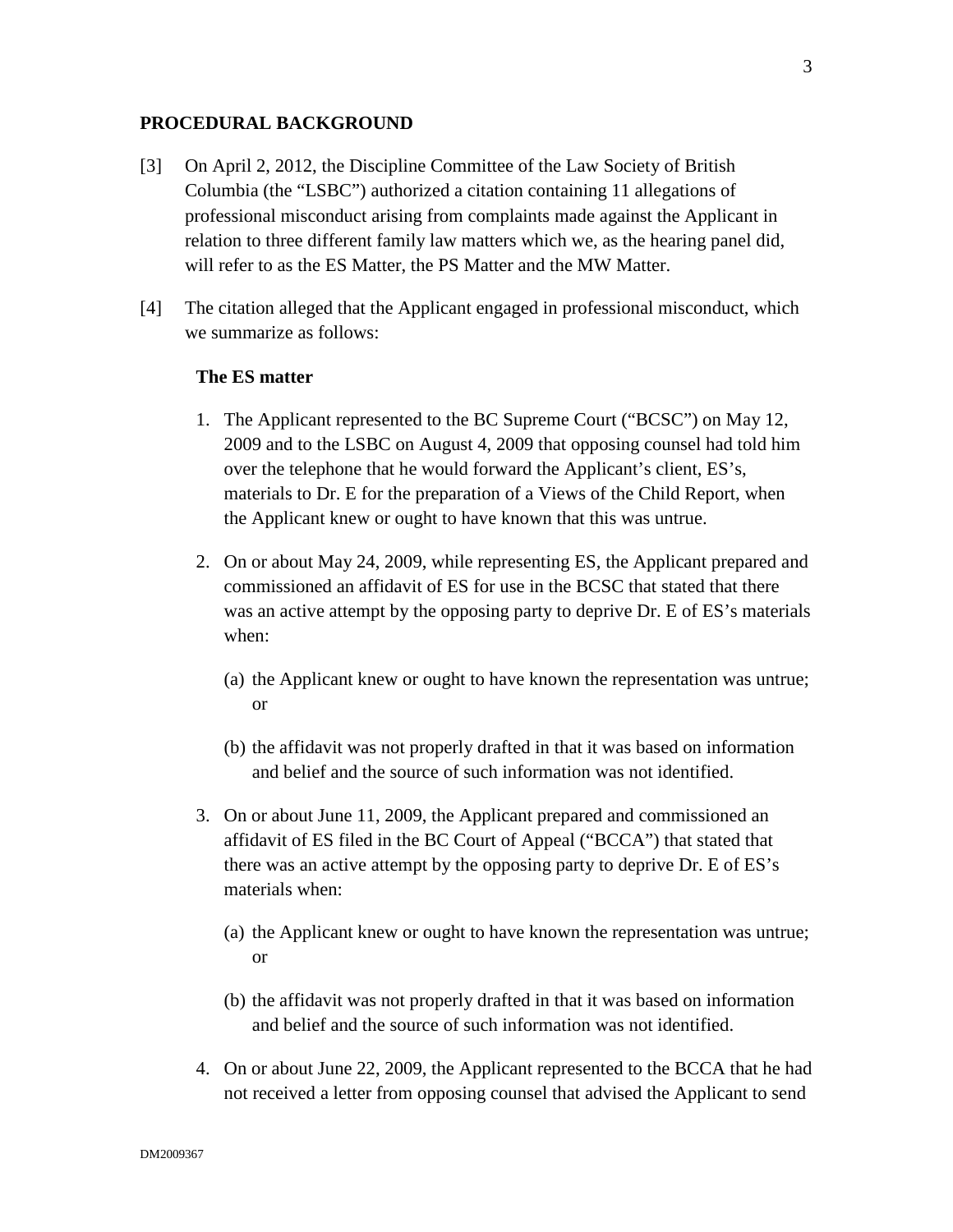## PROCEDURAL BACKGROUND

[3] On April 2, 2012, the Discipline Committee of the Law Society of British Columbia (the "LSBC") authorized a citation containing 11 allegations of professional misconduct arising from complaints made against the Applicant in relation to three different family law matters which we, as the hearing panel did, will refer to as the ES Matter, the PS Matter and the MW Matter.

[4] The citation alleged that the Applicant engaged in professional misconduct, which we summarize as follows:

### The ES matter

1. The Applicant represented to the BC Supreme Court ("BCSC") on May 12, 2009 and to the LSBC on August 4, 2009 that opposing counsel had told him over the telephone that he would forward the Applicant's client, ES's, materials to Dr. E for the preparation of a Views of the Child Report, when the Applicant knew or ought to have known that this was untrue.

2. On or about May 24, 2009, while representing ES, the Applicant prepared and commissioned an affidavit of ES for use in the BCSC that stated that there was an active attempt by the opposing party to deprive Dr. E of ES's materials when:

   (a) the Applicant knew or ought to have known the representation was untrue; or

   (b) the affidavit was not properly drafted in that it was based on information and belief and the source of such information was not identified.

3. On or about June 11, 2009, the Applicant prepared and commissioned an affidavit of ES filed in the BC Court of Appeal ("BCCA") that stated that there was an active attempt by the opposing party to deprive Dr. E of ES's materials when:

   (a) the Applicant knew or ought to have known the representation was untrue; or

   (b) the affidavit was not properly drafted in that it was based on information and belief and the source of such information was not identified.

4. On or about June 22, 2009, the Applicant represented to the BCCA that he had not received a letter from opposing counsel that advised the Applicant to send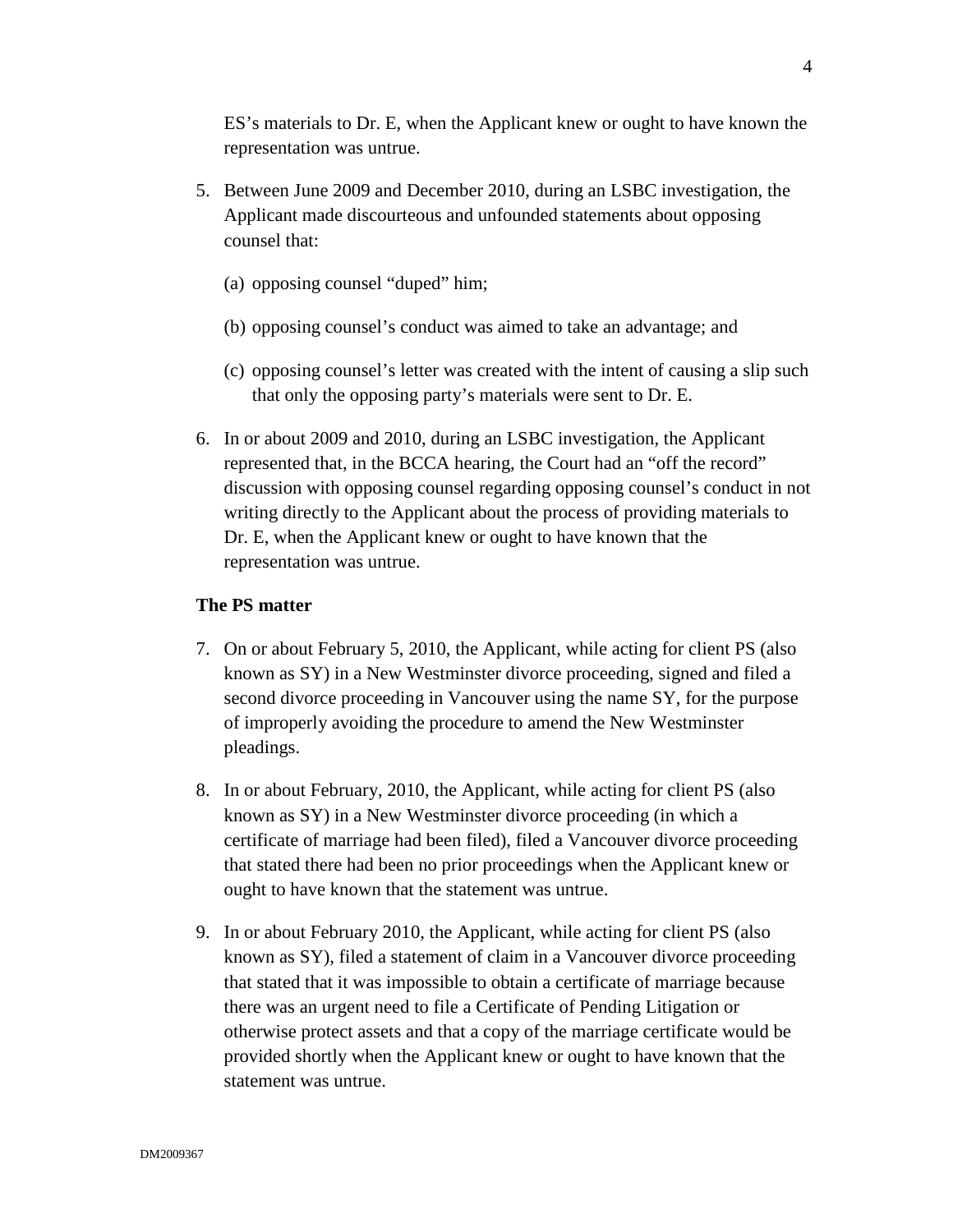ES's materials to Dr. E, when the Applicant knew or ought to have known the representation was untrue.

5. Between June 2009 and December 2010, during an LSBC investigation, the Applicant made discourteous and unfounded statements about opposing counsel that:

   (a) opposing counsel "duped" him;

   (b) opposing counsel's conduct was aimed to take an advantage; and

   (c) opposing counsel's letter was created with the intent of causing a slip such that only the opposing party's materials were sent to Dr. E.

6. In or about 2009 and 2010, during an LSBC investigation, the Applicant represented that, in the BCCA hearing, the Court had an "off the record" discussion with opposing counsel regarding opposing counsel's conduct in not writing directly to the Applicant about the process of providing materials to Dr. E, when the Applicant knew or ought to have known that the representation was untrue.

**The PS matter**

7. On or about February 5, 2010, the Applicant, while acting for client PS (also known as SY) in a New Westminster divorce proceeding, signed and filed a second divorce proceeding in Vancouver using the name SY, for the purpose of improperly avoiding the procedure to amend the New Westminster pleadings.

8. In or about February, 2010, the Applicant, while acting for client PS (also known as SY) in a New Westminster divorce proceeding (in which a certificate of marriage had been filed), filed a Vancouver divorce proceeding that stated there had been no prior proceedings when the Applicant knew or ought to have known that the statement was untrue.

9. In or about February 2010, the Applicant, while acting for client PS (also known as SY), filed a statement of claim in a Vancouver divorce proceeding that stated that it was impossible to obtain a certificate of marriage because there was an urgent need to file a Certificate of Pending Litigation or otherwise protect assets and that a copy of the marriage certificate would be provided shortly when the Applicant knew or ought to have known that the statement was untrue.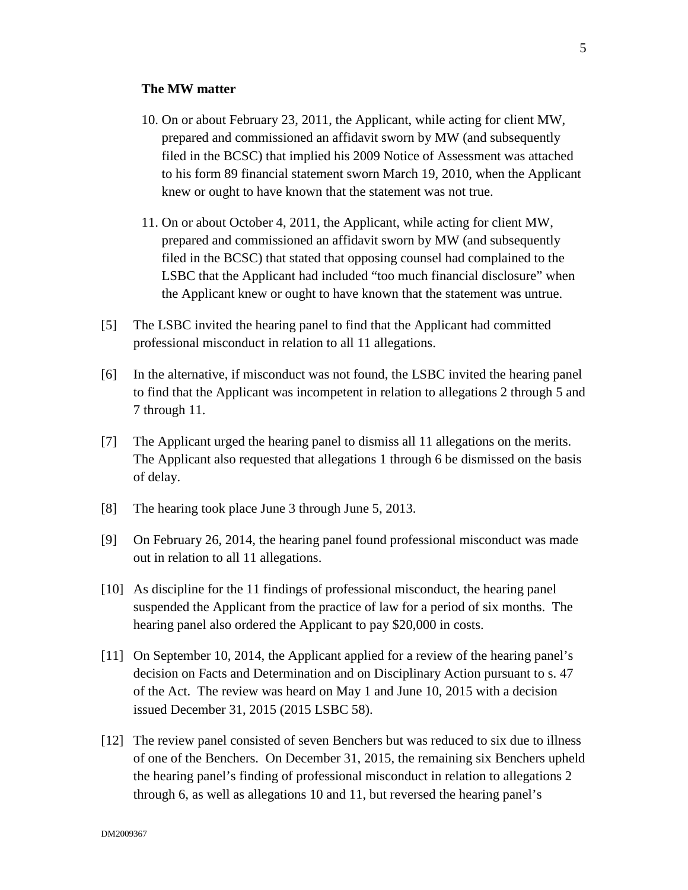**The MW matter**

10. On or about February 23, 2011, the Applicant, while acting for client MW, prepared and commissioned an affidavit sworn by MW (and subsequently filed in the BCSC) that implied his 2009 Notice of Assessment was attached to his form 89 financial statement sworn March 19, 2010, when the Applicant knew or ought to have known that the statement was not true.

11. On or about October 4, 2011, the Applicant, while acting for client MW, prepared and commissioned an affidavit sworn by MW (and subsequently filed in the BCSC) that stated that opposing counsel had complained to the LSBC that the Applicant had included "too much financial disclosure" when the Applicant knew or ought to have known that the statement was untrue.

[5] The LSBC invited the hearing panel to find that the Applicant had committed professional misconduct in relation to all 11 allegations.

[6] In the alternative, if misconduct was not found, the LSBC invited the hearing panel to find that the Applicant was incompetent in relation to allegations 2 through 5 and 7 through 11.

[7] The Applicant urged the hearing panel to dismiss all 11 allegations on the merits. The Applicant also requested that allegations 1 through 6 be dismissed on the basis of delay.

[8] The hearing took place June 3 through June 5, 2013.

[9] On February 26, 2014, the hearing panel found professional misconduct was made out in relation to all 11 allegations.

[10] As discipline for the 11 findings of professional misconduct, the hearing panel suspended the Applicant from the practice of law for a period of six months. The hearing panel also ordered the Applicant to pay $20,000 in costs.

[11] On September 10, 2014, the Applicant applied for a review of the hearing panel's decision on Facts and Determination and on Disciplinary Action pursuant to s. 47 of the Act. The review was heard on May 1 and June 10, 2015 with a decision issued December 31, 2015 (2015 LSBC 58).

[12] The review panel consisted of seven Benchers but was reduced to six due to illness of one of the Benchers. On December 31, 2015, the remaining six Benchers upheld the hearing panel's finding of professional misconduct in relation to allegations 2 through 6, as well as allegations 10 and 11, but reversed the hearing panel's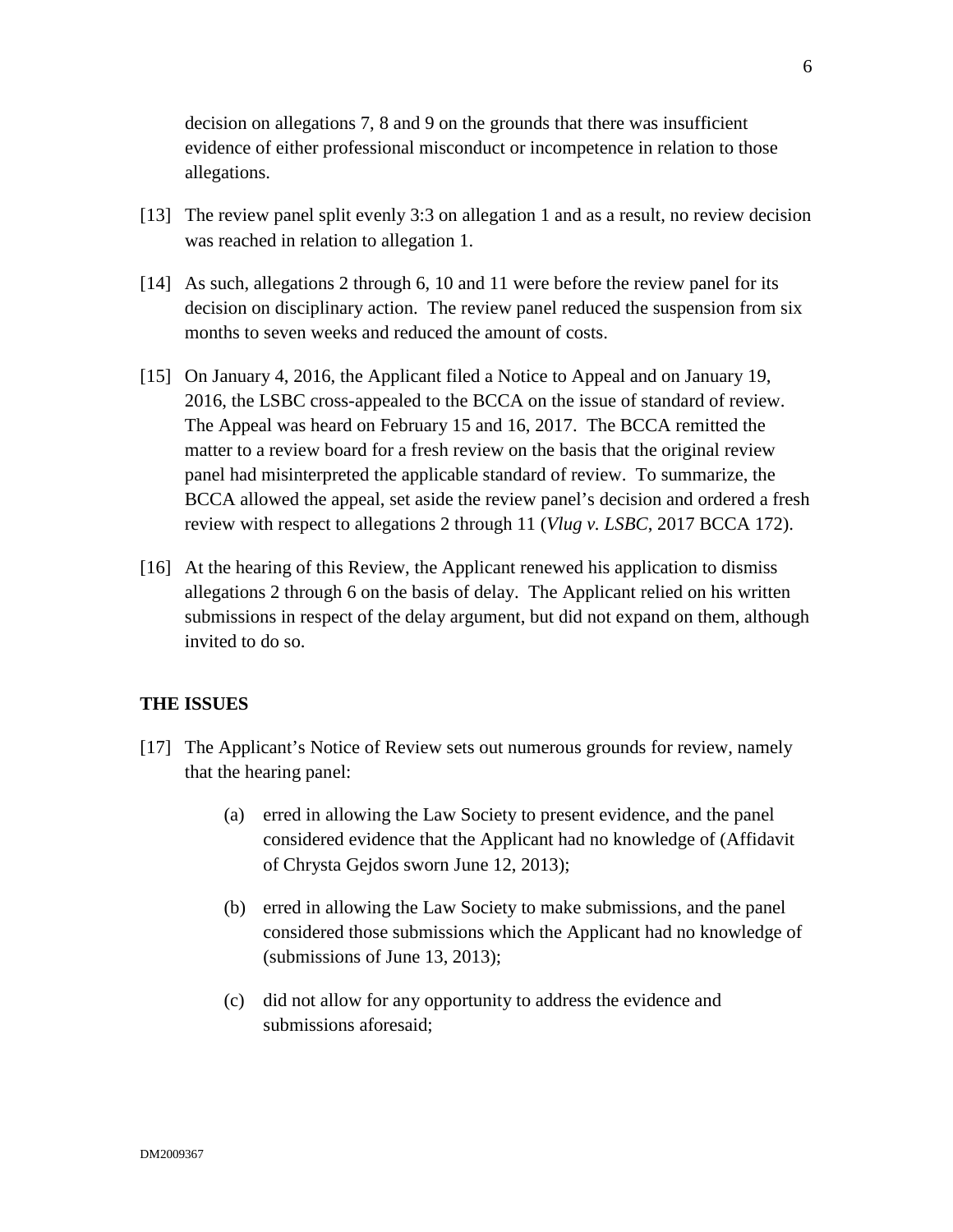decision on allegations 7, 8 and 9 on the grounds that there was insufficient evidence of either professional misconduct or incompetence in relation to those allegations.

[13] The review panel split evenly 3:3 on allegation 1 and as a result, no review decision was reached in relation to allegation 1.

[14] As such, allegations 2 through 6, 10 and 11 were before the review panel for its decision on disciplinary action. The review panel reduced the suspension from six months to seven weeks and reduced the amount of costs.

[15] On January 4, 2016, the Applicant filed a Notice to Appeal and on January 19, 2016, the LSBC cross-appealed to the BCCA on the issue of standard of review. The Appeal was heard on February 15 and 16, 2017. The BCCA remitted the matter to a review board for a fresh review on the basis that the original review panel had misinterpreted the applicable standard of review. To summarize, the BCCA allowed the appeal, set aside the review panel's decision and ordered a fresh review with respect to allegations 2 through 11 (*Vlug v. LSBC*, 2017 BCCA 172).

[16] At the hearing of this Review, the Applicant renewed his application to dismiss allegations 2 through 6 on the basis of delay. The Applicant relied on his written submissions in respect of the delay argument, but did not expand on them, although invited to do so.

## THE ISSUES

[17] The Applicant's Notice of Review sets out numerous grounds for review, namely that the hearing panel:

(a) erred in allowing the Law Society to present evidence, and the panel considered evidence that the Applicant had no knowledge of (Affidavit of Chrysta Gejdos sworn June 12, 2013);

(b) erred in allowing the Law Society to make submissions, and the panel considered those submissions which the Applicant had no knowledge of (submissions of June 13, 2013);

(c) did not allow for any opportunity to address the evidence and submissions aforesaid;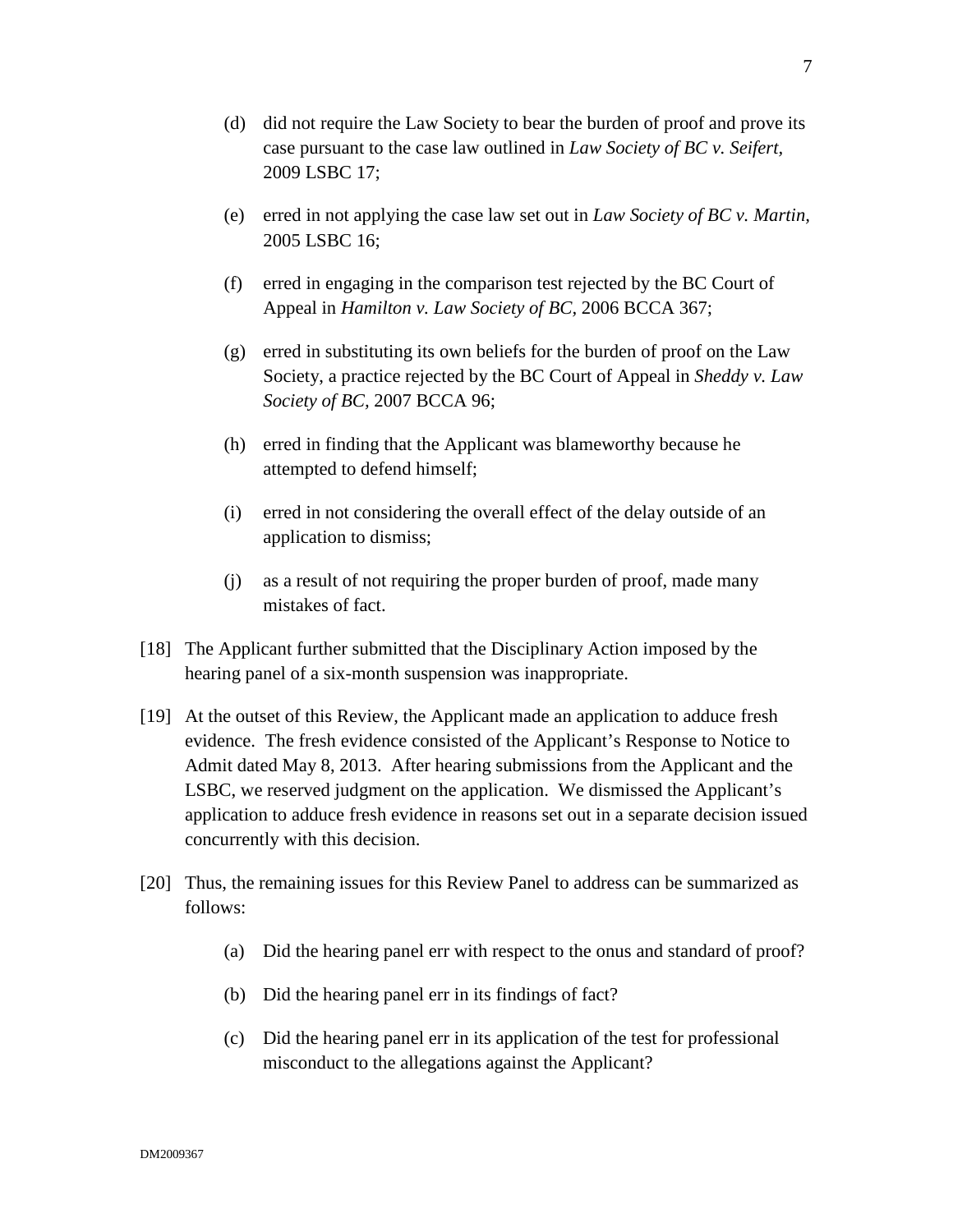(d) did not require the Law Society to bear the burden of proof and prove its case pursuant to the case law outlined in *Law Society of BC v. Seifert*, 2009 LSBC 17;

(e) erred in not applying the case law set out in *Law Society of BC v. Martin*, 2005 LSBC 16;

(f) erred in engaging in the comparison test rejected by the BC Court of Appeal in *Hamilton v. Law Society of BC*, 2006 BCCA 367;

(g) erred in substituting its own beliefs for the burden of proof on the Law Society, a practice rejected by the BC Court of Appeal in *Sheddy v. Law Society of BC*, 2007 BCCA 96;

(h) erred in finding that the Applicant was blameworthy because he attempted to defend himself;

(i) erred in not considering the overall effect of the delay outside of an application to dismiss;

(j) as a result of not requiring the proper burden of proof, made many mistakes of fact.

[18] The Applicant further submitted that the Disciplinary Action imposed by the hearing panel of a six-month suspension was inappropriate.

[19] At the outset of this Review, the Applicant made an application to adduce fresh evidence. The fresh evidence consisted of the Applicant's Response to Notice to Admit dated May 8, 2013. After hearing submissions from the Applicant and the LSBC, we reserved judgment on the application. We dismissed the Applicant's application to adduce fresh evidence in reasons set out in a separate decision issued concurrently with this decision.

[20] Thus, the remaining issues for this Review Panel to address can be summarized as follows:

(a) Did the hearing panel err with respect to the onus and standard of proof?

(b) Did the hearing panel err in its findings of fact?

(c) Did the hearing panel err in its application of the test for professional misconduct to the allegations against the Applicant?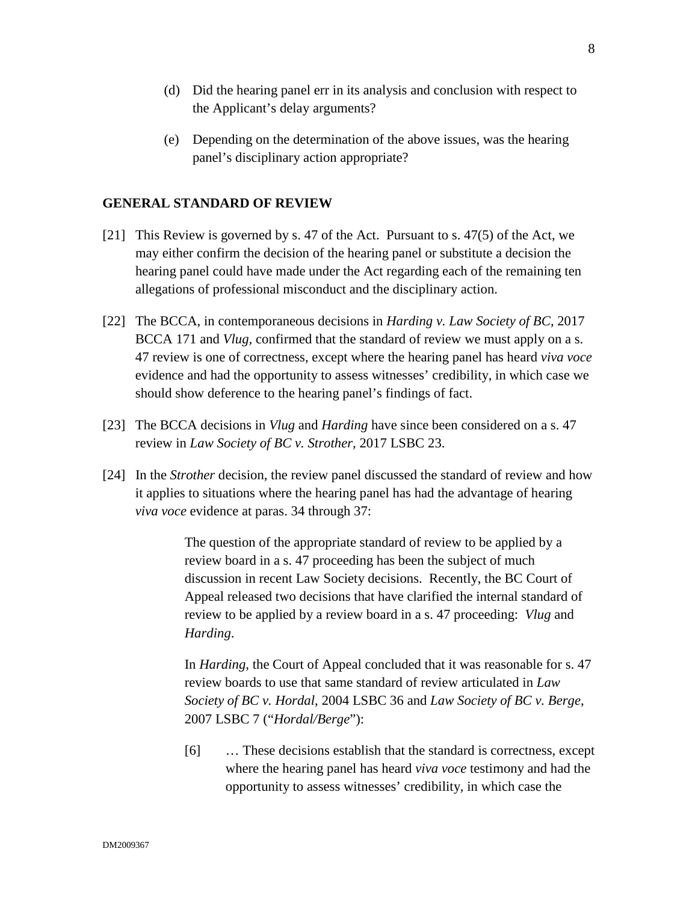(d) Did the hearing panel err in its analysis and conclusion with respect to the Applicant's delay arguments?

(e) Depending on the determination of the above issues, was the hearing panel's disciplinary action appropriate?

## GENERAL STANDARD OF REVIEW

[21] This Review is governed by s. 47 of the Act. Pursuant to s. 47(5) of the Act, we may either confirm the decision of the hearing panel or substitute a decision the hearing panel could have made under the Act regarding each of the remaining ten allegations of professional misconduct and the disciplinary action.

[22] The BCCA, in contemporaneous decisions in *Harding v. Law Society of BC*, 2017 BCCA 171 and *Vlug*, confirmed that the standard of review we must apply on a s. 47 review is one of correctness, except where the hearing panel has heard *viva voce* evidence and had the opportunity to assess witnesses' credibility, in which case we should show deference to the hearing panel's findings of fact.

[23] The BCCA decisions in *Vlug* and *Harding* have since been considered on a s. 47 review in *Law Society of BC v. Strother*, 2017 LSBC 23.

[24] In the *Strother* decision, the review panel discussed the standard of review and how it applies to situations where the hearing panel has had the advantage of hearing *viva voce* evidence at paras. 34 through 37:

> The question of the appropriate standard of review to be applied by a review board in a s. 47 proceeding has been the subject of much discussion in recent Law Society decisions. Recently, the BC Court of Appeal released two decisions that have clarified the internal standard of review to be applied by a review board in a s. 47 proceeding: *Vlug* and *Harding*.
>
> In *Harding*, the Court of Appeal concluded that it was reasonable for s. 47 review boards to use that same standard of review articulated in *Law Society of BC v. Hordal*, 2004 LSBC 36 and *Law Society of BC v. Berge*, 2007 LSBC 7 ("*Hordal/Berge*"):
>
> [6] … These decisions establish that the standard is correctness, except where the hearing panel has heard *viva voce* testimony and had the opportunity to assess witnesses' credibility, in which case the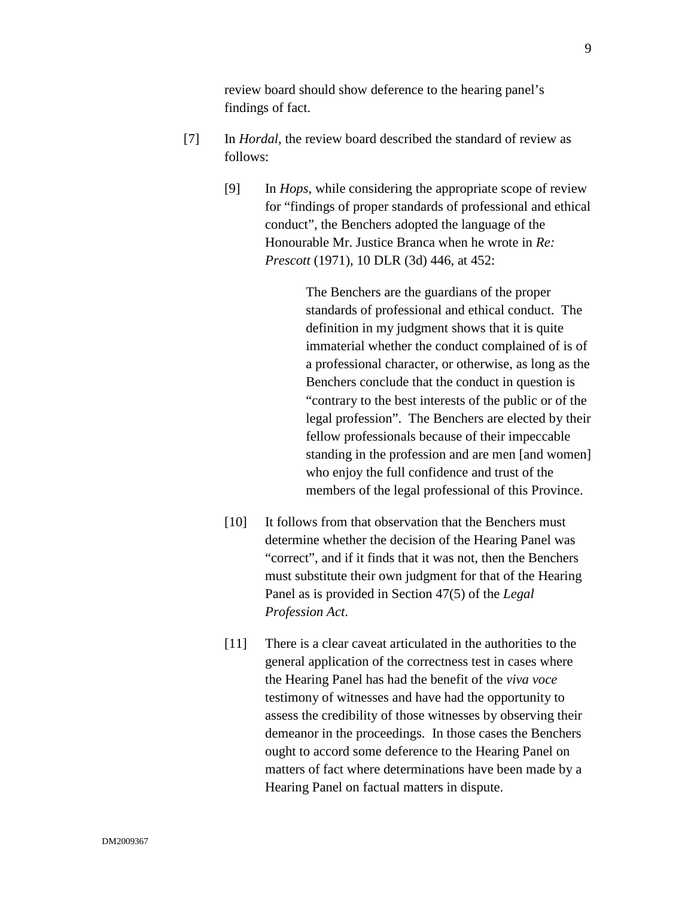review board should show deference to the hearing panel's findings of fact.

[7] In *Hordal*, the review board described the standard of review as follows:

> [9] In *Hops*, while considering the appropriate scope of review for "findings of proper standards of professional and ethical conduct", the Benchers adopted the language of the Honourable Mr. Justice Branca when he wrote in *Re: Prescott* (1971), 10 DLR (3d) 446, at 452:
>
> > The Benchers are the guardians of the proper standards of professional and ethical conduct. The definition in my judgment shows that it is quite immaterial whether the conduct complained of is of a professional character, or otherwise, as long as the Benchers conclude that the conduct in question is "contrary to the best interests of the public or of the legal profession". The Benchers are elected by their fellow professionals because of their impeccable standing in the profession and are men [and women] who enjoy the full confidence and trust of the members of the legal professional of this Province.
>
> [10] It follows from that observation that the Benchers must determine whether the decision of the Hearing Panel was "correct", and if it finds that it was not, then the Benchers must substitute their own judgment for that of the Hearing Panel as is provided in Section 47(5) of the *Legal Profession Act*.
>
> [11] There is a clear caveat articulated in the authorities to the general application of the correctness test in cases where the Hearing Panel has had the benefit of the *viva voce* testimony of witnesses and have had the opportunity to assess the credibility of those witnesses by observing their demeanor in the proceedings. In those cases the Benchers ought to accord some deference to the Hearing Panel on matters of fact where determinations have been made by a Hearing Panel on factual matters in dispute.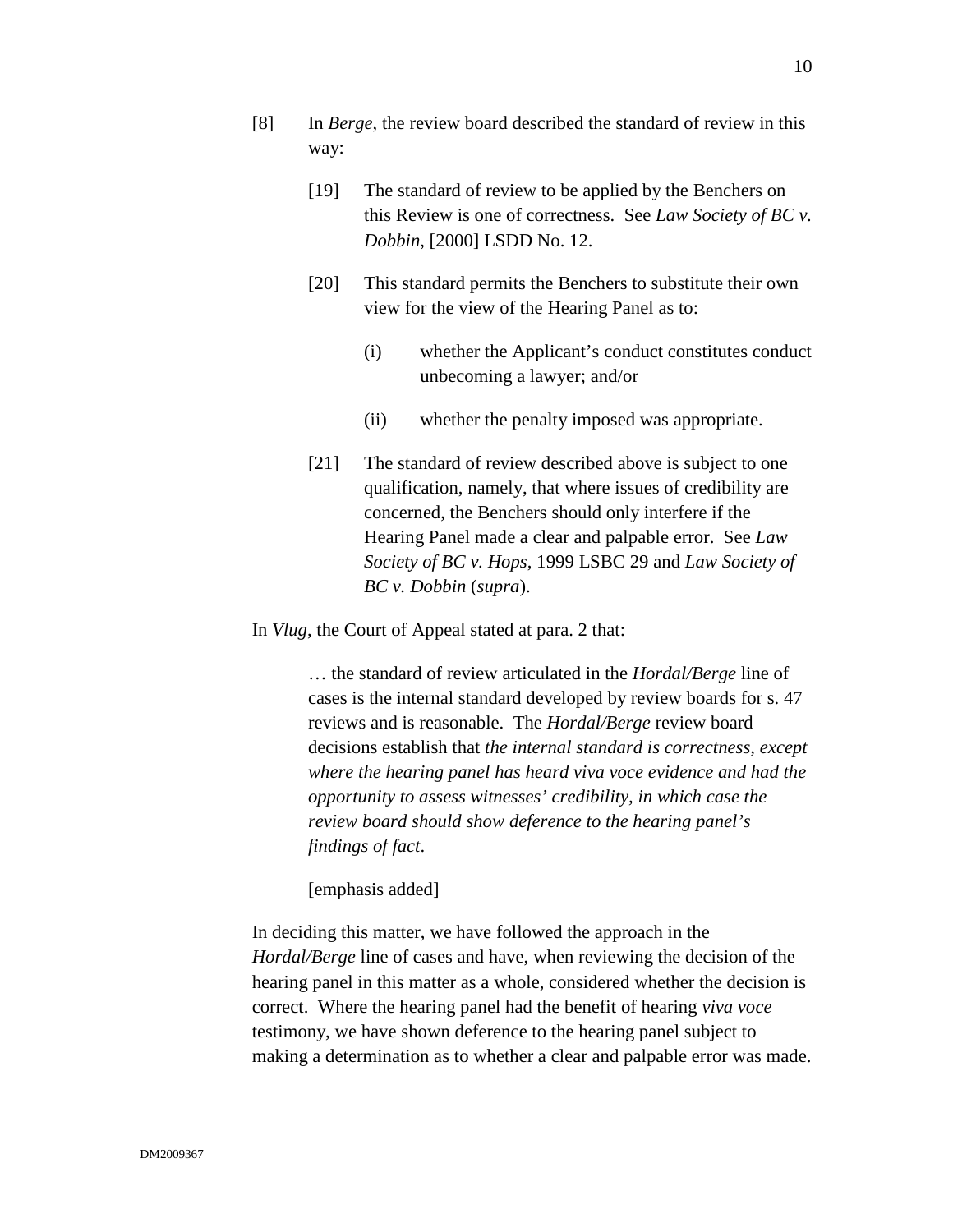[8] In *Berge*, the review board described the standard of review in this way:

> [19] The standard of review to be applied by the Benchers on this Review is one of correctness. See *Law Society of BC v. Dobbin*, [2000] LSDD No. 12.
>
> [20] This standard permits the Benchers to substitute their own view for the view of the Hearing Panel as to:
>
> (i) whether the Applicant's conduct constitutes conduct unbecoming a lawyer; and/or
>
> (ii) whether the penalty imposed was appropriate.
>
> [21] The standard of review described above is subject to one qualification, namely, that where issues of credibility are concerned, the Benchers should only interfere if the Hearing Panel made a clear and palpable error. See *Law Society of BC v. Hops*, 1999 LSBC 29 and *Law Society of BC v. Dobbin* (*supra*).

In *Vlug*, the Court of Appeal stated at para. 2 that:

> … the standard of review articulated in the *Hordal/Berge* line of cases is the internal standard developed by review boards for s. 47 reviews and is reasonable. The *Hordal/Berge* review board decisions establish that *the internal standard is correctness, except where the hearing panel has heard viva voce evidence and had the opportunity to assess witnesses' credibility, in which case the review board should show deference to the hearing panel's findings of fact*.
>
> [emphasis added]

In deciding this matter, we have followed the approach in the *Hordal/Berge* line of cases and have, when reviewing the decision of the hearing panel in this matter as a whole, considered whether the decision is correct. Where the hearing panel had the benefit of hearing *viva voce* testimony, we have shown deference to the hearing panel subject to making a determination as to whether a clear and palpable error was made.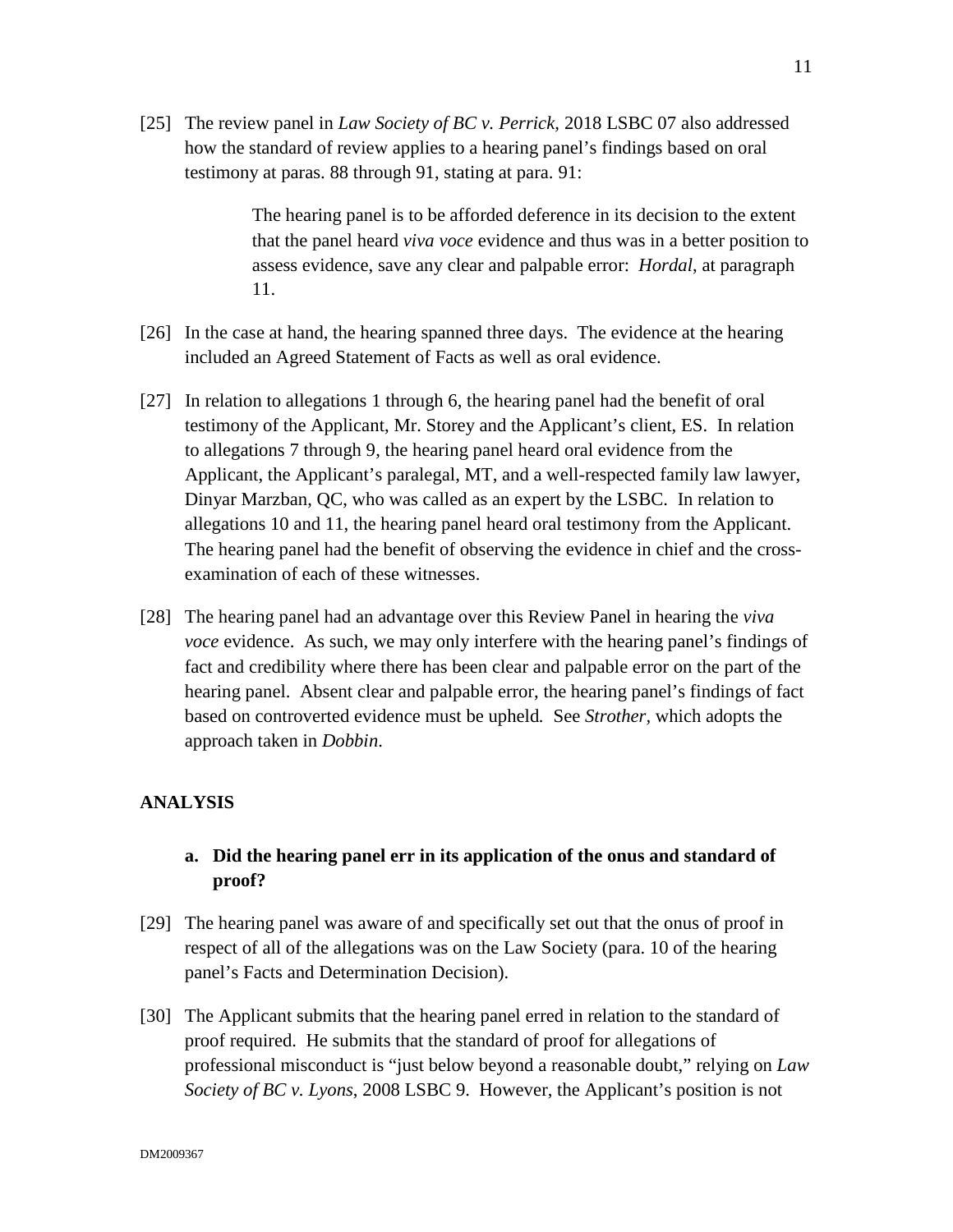[25] The review panel in *Law Society of BC v. Perrick,* 2018 LSBC 07 also addressed how the standard of review applies to a hearing panel's findings based on oral testimony at paras. 88 through 91, stating at para. 91:

> The hearing panel is to be afforded deference in its decision to the extent that the panel heard *viva voce* evidence and thus was in a better position to assess evidence, save any clear and palpable error: *Hordal*, at paragraph 11.

[26] In the case at hand, the hearing spanned three days. The evidence at the hearing included an Agreed Statement of Facts as well as oral evidence.

[27] In relation to allegations 1 through 6, the hearing panel had the benefit of oral testimony of the Applicant, Mr. Storey and the Applicant's client, ES. In relation to allegations 7 through 9, the hearing panel heard oral evidence from the Applicant, the Applicant's paralegal, MT, and a well-respected family law lawyer, Dinyar Marzban, QC, who was called as an expert by the LSBC. In relation to allegations 10 and 11, the hearing panel heard oral testimony from the Applicant. The hearing panel had the benefit of observing the evidence in chief and the cross-examination of each of these witnesses.

[28] The hearing panel had an advantage over this Review Panel in hearing the *viva voce* evidence. As such, we may only interfere with the hearing panel's findings of fact and credibility where there has been clear and palpable error on the part of the hearing panel. Absent clear and palpable error, the hearing panel's findings of fact based on controverted evidence must be upheld*.* See *Strother*, which adopts the approach taken in *Dobbin*.

## ANALYSIS

### a. Did the hearing panel err in its application of the onus and standard of proof?

[29] The hearing panel was aware of and specifically set out that the onus of proof in respect of all of the allegations was on the Law Society (para. 10 of the hearing panel's Facts and Determination Decision).

[30] The Applicant submits that the hearing panel erred in relation to the standard of proof required. He submits that the standard of proof for allegations of professional misconduct is "just below beyond a reasonable doubt," relying on *Law Society of BC v. Lyons*, 2008 LSBC 9. However, the Applicant's position is not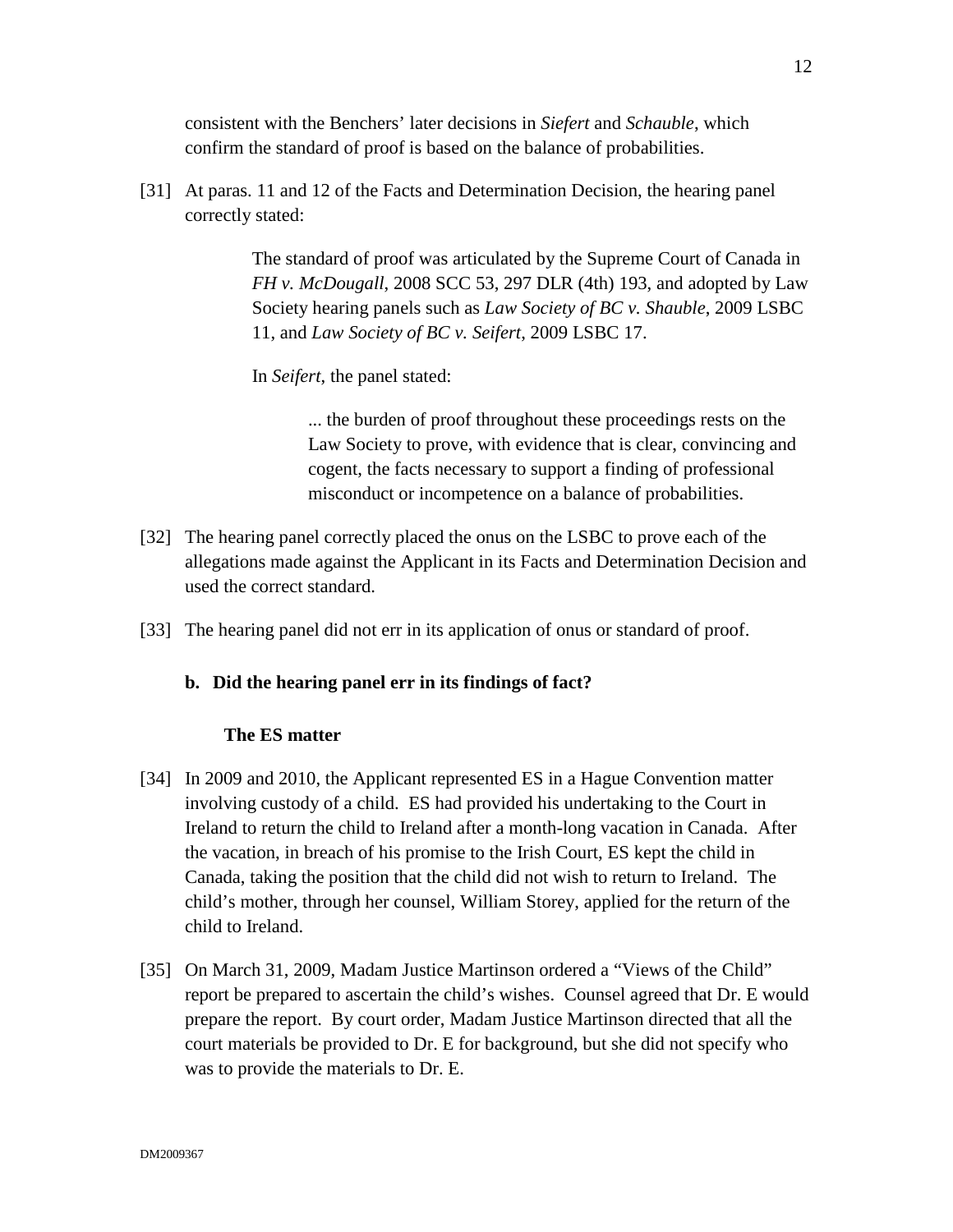consistent with the Benchers' later decisions in *Siefert* and *Schauble*, which confirm the standard of proof is based on the balance of probabilities.

[31] At paras. 11 and 12 of the Facts and Determination Decision, the hearing panel correctly stated:

> The standard of proof was articulated by the Supreme Court of Canada in *FH v. McDougall*, 2008 SCC 53, 297 DLR (4th) 193, and adopted by Law Society hearing panels such as *Law Society of BC v. Shauble*, 2009 LSBC 11, and *Law Society of BC v. Seifert*, 2009 LSBC 17.
>
> In *Seifert*, the panel stated:
>
> > ... the burden of proof throughout these proceedings rests on the Law Society to prove, with evidence that is clear, convincing and cogent, the facts necessary to support a finding of professional misconduct or incompetence on a balance of probabilities.

[32] The hearing panel correctly placed the onus on the LSBC to prove each of the allegations made against the Applicant in its Facts and Determination Decision and used the correct standard.

[33] The hearing panel did not err in its application of onus or standard of proof.

**b. Did the hearing panel err in its findings of fact?**

**The ES matter**

[34] In 2009 and 2010, the Applicant represented ES in a Hague Convention matter involving custody of a child. ES had provided his undertaking to the Court in Ireland to return the child to Ireland after a month-long vacation in Canada. After the vacation, in breach of his promise to the Irish Court, ES kept the child in Canada, taking the position that the child did not wish to return to Ireland. The child's mother, through her counsel, William Storey, applied for the return of the child to Ireland.

[35] On March 31, 2009, Madam Justice Martinson ordered a "Views of the Child" report be prepared to ascertain the child's wishes. Counsel agreed that Dr. E would prepare the report. By court order, Madam Justice Martinson directed that all the court materials be provided to Dr. E for background, but she did not specify who was to provide the materials to Dr. E.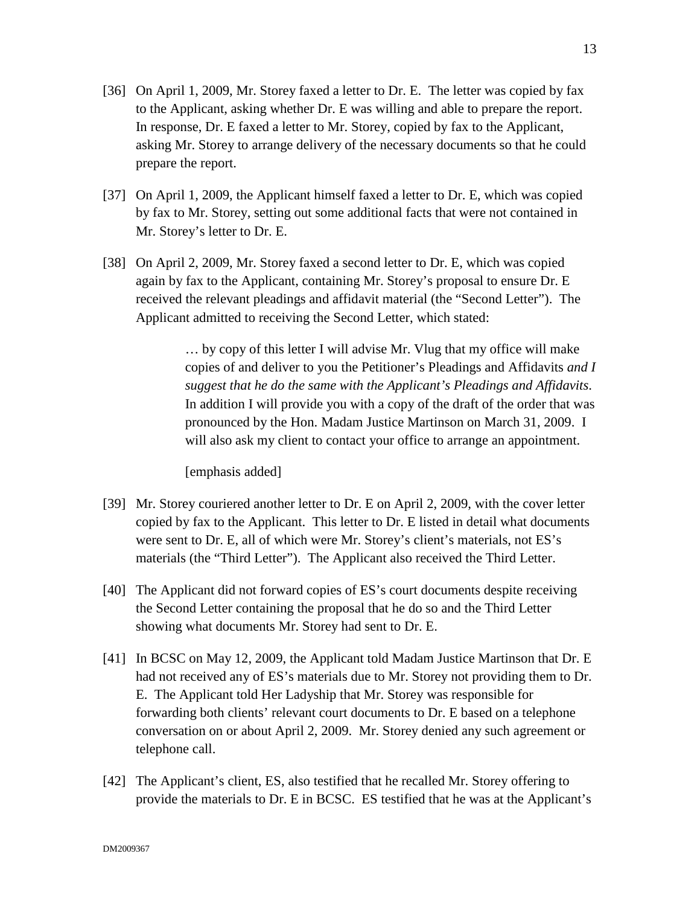[36] On April 1, 2009, Mr. Storey faxed a letter to Dr. E. The letter was copied by fax to the Applicant, asking whether Dr. E was willing and able to prepare the report. In response, Dr. E faxed a letter to Mr. Storey, copied by fax to the Applicant, asking Mr. Storey to arrange delivery of the necessary documents so that he could prepare the report.

[37] On April 1, 2009, the Applicant himself faxed a letter to Dr. E, which was copied by fax to Mr. Storey, setting out some additional facts that were not contained in Mr. Storey's letter to Dr. E.

[38] On April 2, 2009, Mr. Storey faxed a second letter to Dr. E, which was copied again by fax to the Applicant, containing Mr. Storey's proposal to ensure Dr. E received the relevant pleadings and affidavit material (the "Second Letter"). The Applicant admitted to receiving the Second Letter, which stated:

> … by copy of this letter I will advise Mr. Vlug that my office will make copies of and deliver to you the Petitioner's Pleadings and Affidavits *and I suggest that he do the same with the Applicant's Pleadings and Affidavits*. In addition I will provide you with a copy of the draft of the order that was pronounced by the Hon. Madam Justice Martinson on March 31, 2009. I will also ask my client to contact your office to arrange an appointment.
>
> [emphasis added]

[39] Mr. Storey couriered another letter to Dr. E on April 2, 2009, with the cover letter copied by fax to the Applicant. This letter to Dr. E listed in detail what documents were sent to Dr. E, all of which were Mr. Storey's client's materials, not ES's materials (the "Third Letter"). The Applicant also received the Third Letter.

[40] The Applicant did not forward copies of ES's court documents despite receiving the Second Letter containing the proposal that he do so and the Third Letter showing what documents Mr. Storey had sent to Dr. E.

[41] In BCSC on May 12, 2009, the Applicant told Madam Justice Martinson that Dr. E had not received any of ES's materials due to Mr. Storey not providing them to Dr. E. The Applicant told Her Ladyship that Mr. Storey was responsible for forwarding both clients' relevant court documents to Dr. E based on a telephone conversation on or about April 2, 2009. Mr. Storey denied any such agreement or telephone call.

[42] The Applicant's client, ES, also testified that he recalled Mr. Storey offering to provide the materials to Dr. E in BCSC. ES testified that he was at the Applicant's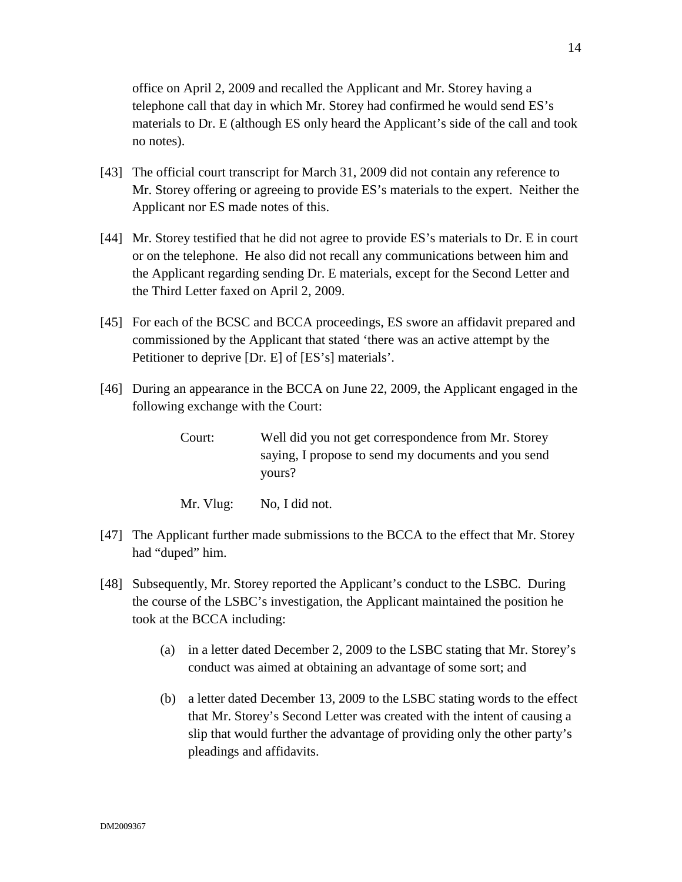office on April 2, 2009 and recalled the Applicant and Mr. Storey having a telephone call that day in which Mr. Storey had confirmed he would send ES's materials to Dr. E (although ES only heard the Applicant's side of the call and took no notes).

[43] The official court transcript for March 31, 2009 did not contain any reference to Mr. Storey offering or agreeing to provide ES's materials to the expert. Neither the Applicant nor ES made notes of this.

[44] Mr. Storey testified that he did not agree to provide ES's materials to Dr. E in court or on the telephone. He also did not recall any communications between him and the Applicant regarding sending Dr. E materials, except for the Second Letter and the Third Letter faxed on April 2, 2009.

[45] For each of the BCSC and BCCA proceedings, ES swore an affidavit prepared and commissioned by the Applicant that stated 'there was an active attempt by the Petitioner to deprive [Dr. E] of [ES's] materials'.

[46] During an appearance in the BCCA on June 22, 2009, the Applicant engaged in the following exchange with the Court:

> Court: Well did you not get correspondence from Mr. Storey saying, I propose to send my documents and you send yours?
>
> Mr. Vlug: No, I did not.

[47] The Applicant further made submissions to the BCCA to the effect that Mr. Storey had "duped" him.

[48] Subsequently, Mr. Storey reported the Applicant's conduct to the LSBC. During the course of the LSBC's investigation, the Applicant maintained the position he took at the BCCA including:

(a) in a letter dated December 2, 2009 to the LSBC stating that Mr. Storey's conduct was aimed at obtaining an advantage of some sort; and

(b) a letter dated December 13, 2009 to the LSBC stating words to the effect that Mr. Storey's Second Letter was created with the intent of causing a slip that would further the advantage of providing only the other party's pleadings and affidavits.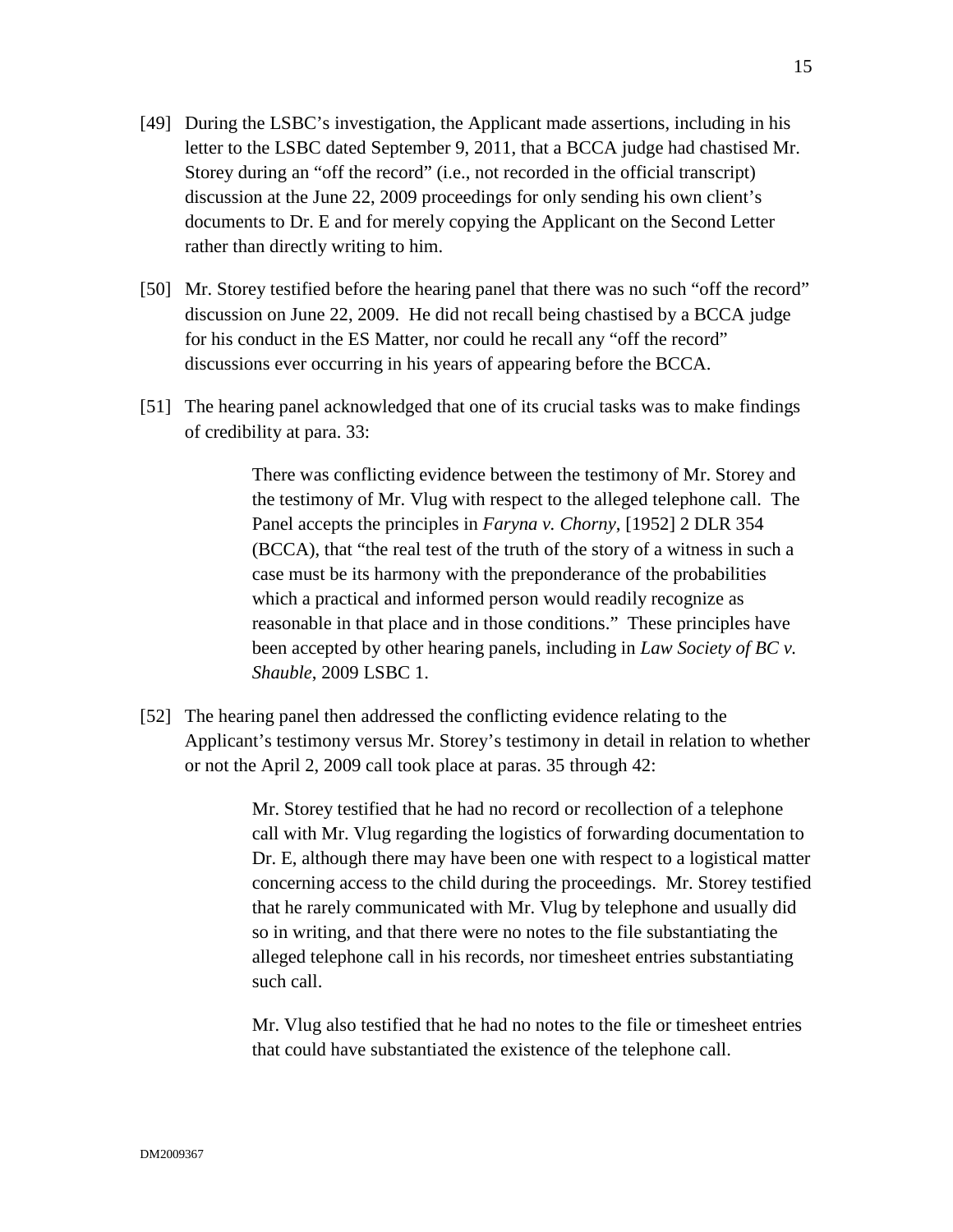[49] During the LSBC's investigation, the Applicant made assertions, including in his letter to the LSBC dated September 9, 2011, that a BCCA judge had chastised Mr. Storey during an "off the record" (i.e., not recorded in the official transcript) discussion at the June 22, 2009 proceedings for only sending his own client's documents to Dr. E and for merely copying the Applicant on the Second Letter rather than directly writing to him.

[50] Mr. Storey testified before the hearing panel that there was no such "off the record" discussion on June 22, 2009. He did not recall being chastised by a BCCA judge for his conduct in the ES Matter, nor could he recall any "off the record" discussions ever occurring in his years of appearing before the BCCA.

[51] The hearing panel acknowledged that one of its crucial tasks was to make findings of credibility at para. 33:

> There was conflicting evidence between the testimony of Mr. Storey and the testimony of Mr. Vlug with respect to the alleged telephone call. The Panel accepts the principles in *Faryna v. Chorny*, [1952] 2 DLR 354 (BCCA), that "the real test of the truth of the story of a witness in such a case must be its harmony with the preponderance of the probabilities which a practical and informed person would readily recognize as reasonable in that place and in those conditions." These principles have been accepted by other hearing panels, including in *Law Society of BC v. Shauble*, 2009 LSBC 1.

[52] The hearing panel then addressed the conflicting evidence relating to the Applicant's testimony versus Mr. Storey's testimony in detail in relation to whether or not the April 2, 2009 call took place at paras. 35 through 42:

> Mr. Storey testified that he had no record or recollection of a telephone call with Mr. Vlug regarding the logistics of forwarding documentation to Dr. E, although there may have been one with respect to a logistical matter concerning access to the child during the proceedings. Mr. Storey testified that he rarely communicated with Mr. Vlug by telephone and usually did so in writing, and that there were no notes to the file substantiating the alleged telephone call in his records, nor timesheet entries substantiating such call.
>
> Mr. Vlug also testified that he had no notes to the file or timesheet entries that could have substantiated the existence of the telephone call.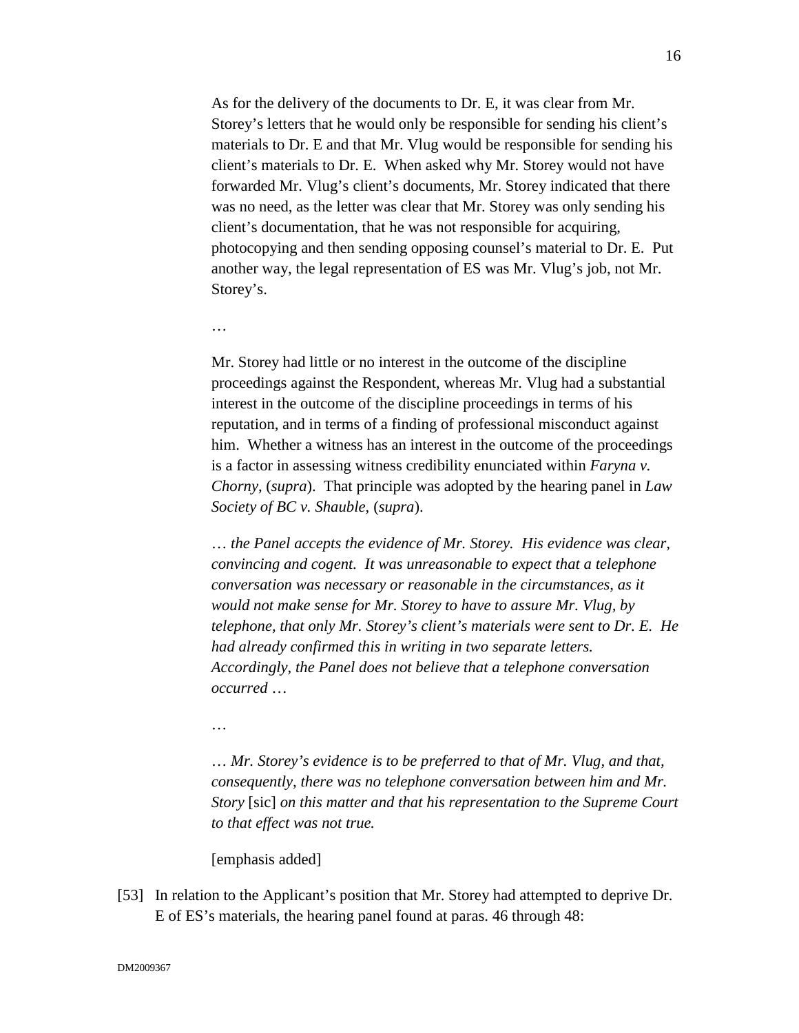> As for the delivery of the documents to Dr. E, it was clear from Mr. Storey's letters that he would only be responsible for sending his client's materials to Dr. E and that Mr. Vlug would be responsible for sending his client's materials to Dr. E. When asked why Mr. Storey would not have forwarded Mr. Vlug's client's documents, Mr. Storey indicated that there was no need, as the letter was clear that Mr. Storey was only sending his client's documentation, that he was not responsible for acquiring, photocopying and then sending opposing counsel's material to Dr. E. Put another way, the legal representation of ES was Mr. Vlug's job, not Mr. Storey's.
>
> …
>
> Mr. Storey had little or no interest in the outcome of the discipline proceedings against the Respondent, whereas Mr. Vlug had a substantial interest in the outcome of the discipline proceedings in terms of his reputation, and in terms of a finding of professional misconduct against him. Whether a witness has an interest in the outcome of the proceedings is a factor in assessing witness credibility enunciated within *Faryna v. Chorny*, (*supra*). That principle was adopted by the hearing panel in *Law Society of BC v. Shauble*, (*supra*).
>
> … *the Panel accepts the evidence of Mr. Storey. His evidence was clear, convincing and cogent. It was unreasonable to expect that a telephone conversation was necessary or reasonable in the circumstances, as it would not make sense for Mr. Storey to have to assure Mr. Vlug, by telephone, that only Mr. Storey's client's materials were sent to Dr. E. He had already confirmed this in writing in two separate letters. Accordingly, the Panel does not believe that a telephone conversation occurred* …
>
> …
>
> … *Mr. Storey's evidence is to be preferred to that of Mr. Vlug, and that, consequently, there was no telephone conversation between him and Mr. Story* [sic] *on this matter and that his representation to the Supreme Court to that effect was not true.*
>
> [emphasis added]

[53] In relation to the Applicant's position that Mr. Storey had attempted to deprive Dr. E of ES's materials, the hearing panel found at paras. 46 through 48: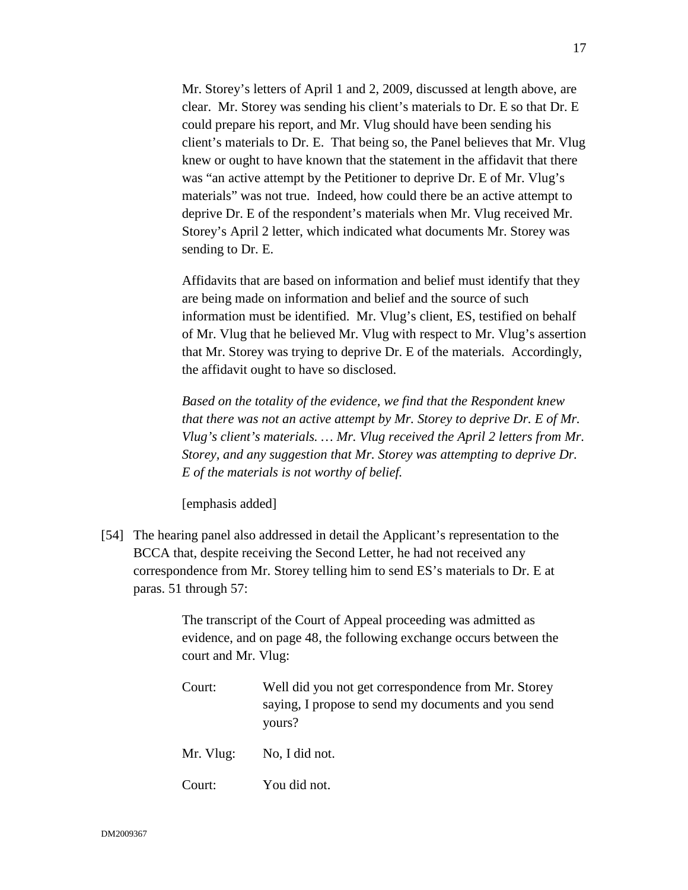> Mr. Storey's letters of April 1 and 2, 2009, discussed at length above, are clear. Mr. Storey was sending his client's materials to Dr. E so that Dr. E could prepare his report, and Mr. Vlug should have been sending his client's materials to Dr. E. That being so, the Panel believes that Mr. Vlug knew or ought to have known that the statement in the affidavit that there was "an active attempt by the Petitioner to deprive Dr. E of Mr. Vlug's materials" was not true. Indeed, how could there be an active attempt to deprive Dr. E of the respondent's materials when Mr. Vlug received Mr. Storey's April 2 letter, which indicated what documents Mr. Storey was sending to Dr. E.
>
> Affidavits that are based on information and belief must identify that they are being made on information and belief and the source of such information must be identified. Mr. Vlug's client, ES, testified on behalf of Mr. Vlug that he believed Mr. Vlug with respect to Mr. Vlug's assertion that Mr. Storey was trying to deprive Dr. E of the materials. Accordingly, the affidavit ought to have so disclosed.
>
> *Based on the totality of the evidence, we find that the Respondent knew that there was not an active attempt by Mr. Storey to deprive Dr. E of Mr. Vlug's client's materials. … Mr. Vlug received the April 2 letters from Mr. Storey, and any suggestion that Mr. Storey was attempting to deprive Dr. E of the materials is not worthy of belief.*
>
> [emphasis added]

[54] The hearing panel also addressed in detail the Applicant's representation to the BCCA that, despite receiving the Second Letter, he had not received any correspondence from Mr. Storey telling him to send ES's materials to Dr. E at paras. 51 through 57:

> The transcript of the Court of Appeal proceeding was admitted as evidence, and on page 48, the following exchange occurs between the court and Mr. Vlug:
>
> Court: Well did you not get correspondence from Mr. Storey saying, I propose to send my documents and you send yours?
>
> Mr. Vlug: No, I did not.
>
> Court: You did not.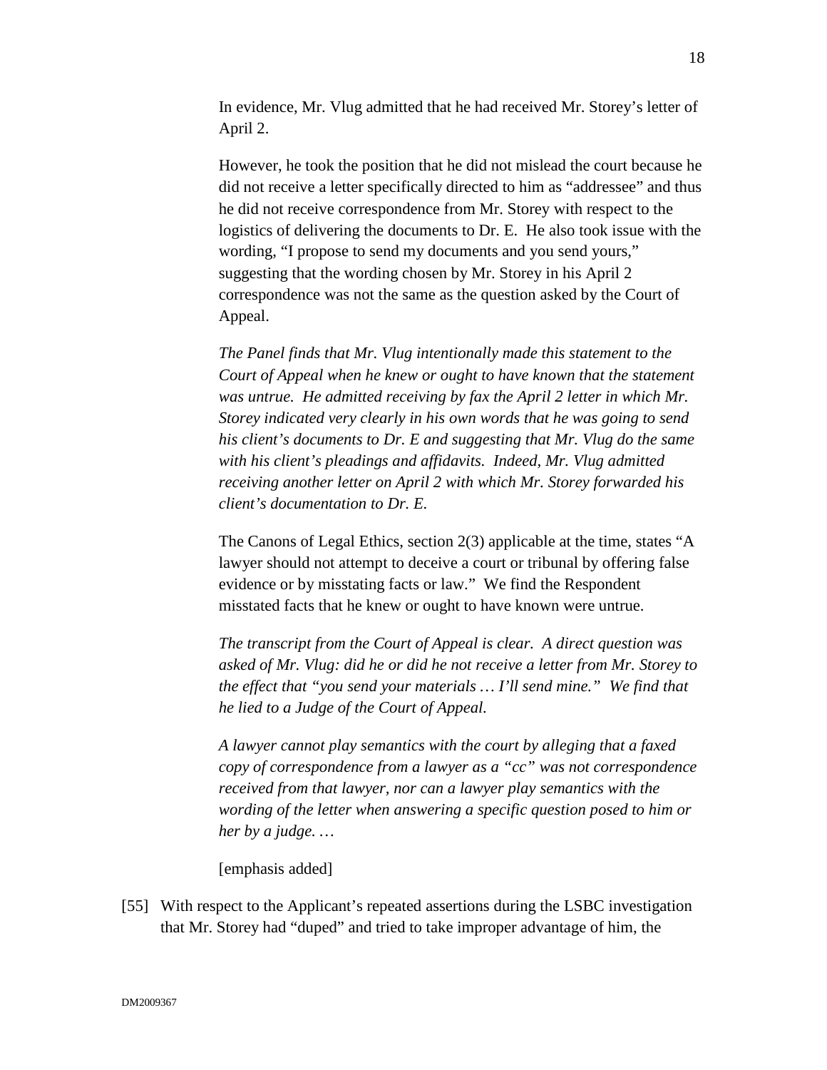In evidence, Mr. Vlug admitted that he had received Mr. Storey's letter of April 2.

However, he took the position that he did not mislead the court because he did not receive a letter specifically directed to him as "addressee" and thus he did not receive correspondence from Mr. Storey with respect to the logistics of delivering the documents to Dr. E. He also took issue with the wording, "I propose to send my documents and you send yours," suggesting that the wording chosen by Mr. Storey in his April 2 correspondence was not the same as the question asked by the Court of Appeal.

*The Panel finds that Mr. Vlug intentionally made this statement to the Court of Appeal when he knew or ought to have known that the statement was untrue. He admitted receiving by fax the April 2 letter in which Mr. Storey indicated very clearly in his own words that he was going to send his client's documents to Dr. E and suggesting that Mr. Vlug do the same with his client's pleadings and affidavits. Indeed, Mr. Vlug admitted receiving another letter on April 2 with which Mr. Storey forwarded his client's documentation to Dr. E.*

The Canons of Legal Ethics, section 2(3) applicable at the time, states "A lawyer should not attempt to deceive a court or tribunal by offering false evidence or by misstating facts or law." We find the Respondent misstated facts that he knew or ought to have known were untrue.

*The transcript from the Court of Appeal is clear. A direct question was asked of Mr. Vlug: did he or did he not receive a letter from Mr. Storey to the effect that "you send your materials … I'll send mine." We find that he lied to a Judge of the Court of Appeal.*

*A lawyer cannot play semantics with the court by alleging that a faxed copy of correspondence from a lawyer as a "cc" was not correspondence received from that lawyer, nor can a lawyer play semantics with the wording of the letter when answering a specific question posed to him or her by a judge. …*

[emphasis added]

[55] With respect to the Applicant's repeated assertions during the LSBC investigation that Mr. Storey had "duped" and tried to take improper advantage of him, the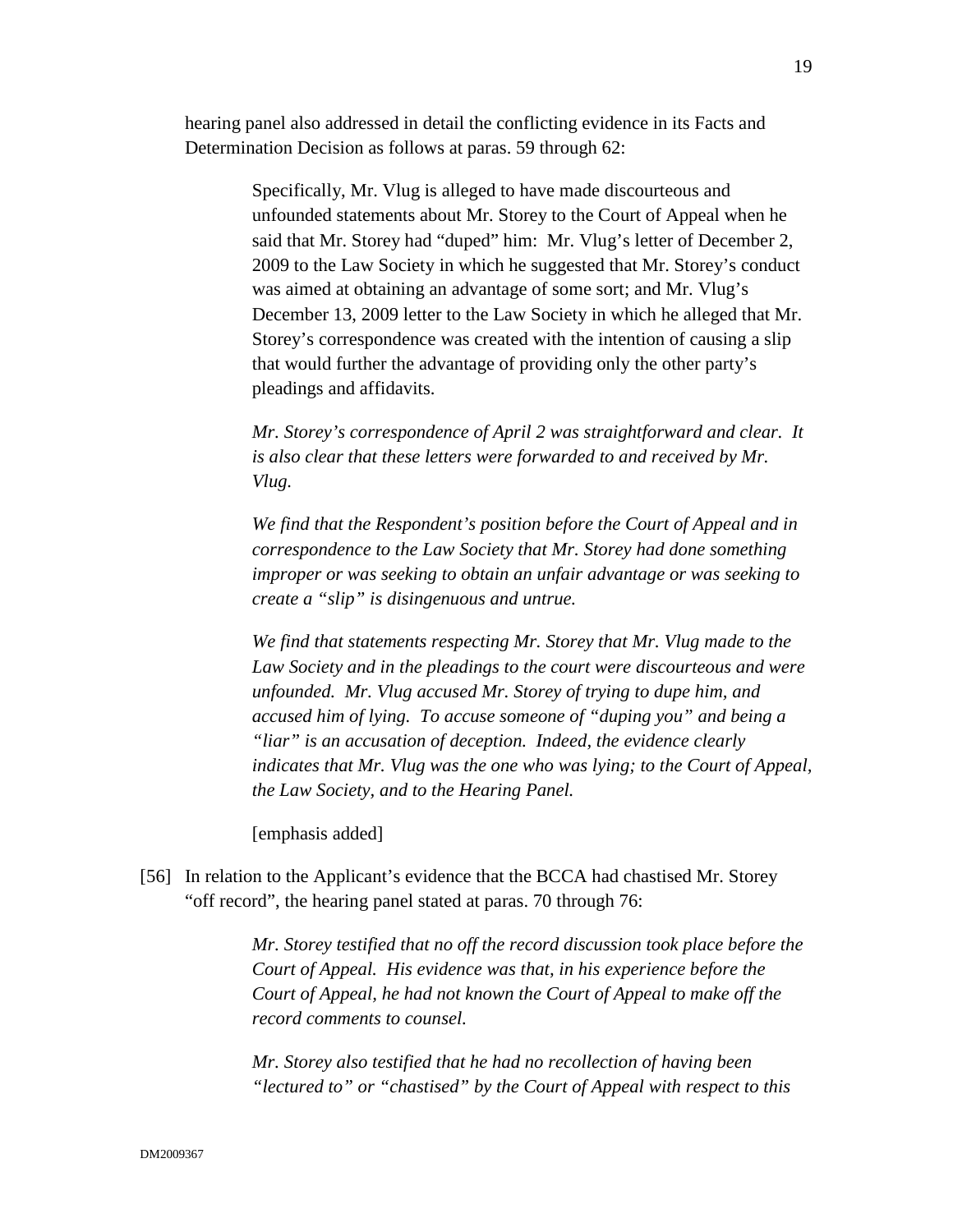hearing panel also addressed in detail the conflicting evidence in its Facts and Determination Decision as follows at paras. 59 through 62:

> Specifically, Mr. Vlug is alleged to have made discourteous and unfounded statements about Mr. Storey to the Court of Appeal when he said that Mr. Storey had "duped" him: Mr. Vlug's letter of December 2, 2009 to the Law Society in which he suggested that Mr. Storey's conduct was aimed at obtaining an advantage of some sort; and Mr. Vlug's December 13, 2009 letter to the Law Society in which he alleged that Mr. Storey's correspondence was created with the intention of causing a slip that would further the advantage of providing only the other party's pleadings and affidavits.
>
> *Mr. Storey's correspondence of April 2 was straightforward and clear. It is also clear that these letters were forwarded to and received by Mr. Vlug.*
>
> *We find that the Respondent's position before the Court of Appeal and in correspondence to the Law Society that Mr. Storey had done something improper or was seeking to obtain an unfair advantage or was seeking to create a "slip" is disingenuous and untrue.*
>
> *We find that statements respecting Mr. Storey that Mr. Vlug made to the Law Society and in the pleadings to the court were discourteous and were unfounded. Mr. Vlug accused Mr. Storey of trying to dupe him, and accused him of lying. To accuse someone of "duping you" and being a "liar" is an accusation of deception. Indeed, the evidence clearly indicates that Mr. Vlug was the one who was lying; to the Court of Appeal, the Law Society, and to the Hearing Panel.*
>
> [emphasis added]

[56] In relation to the Applicant's evidence that the BCCA had chastised Mr. Storey "off record", the hearing panel stated at paras. 70 through 76:

> *Mr. Storey testified that no off the record discussion took place before the Court of Appeal. His evidence was that, in his experience before the Court of Appeal, he had not known the Court of Appeal to make off the record comments to counsel.*
>
> *Mr. Storey also testified that he had no recollection of having been "lectured to" or "chastised" by the Court of Appeal with respect to this*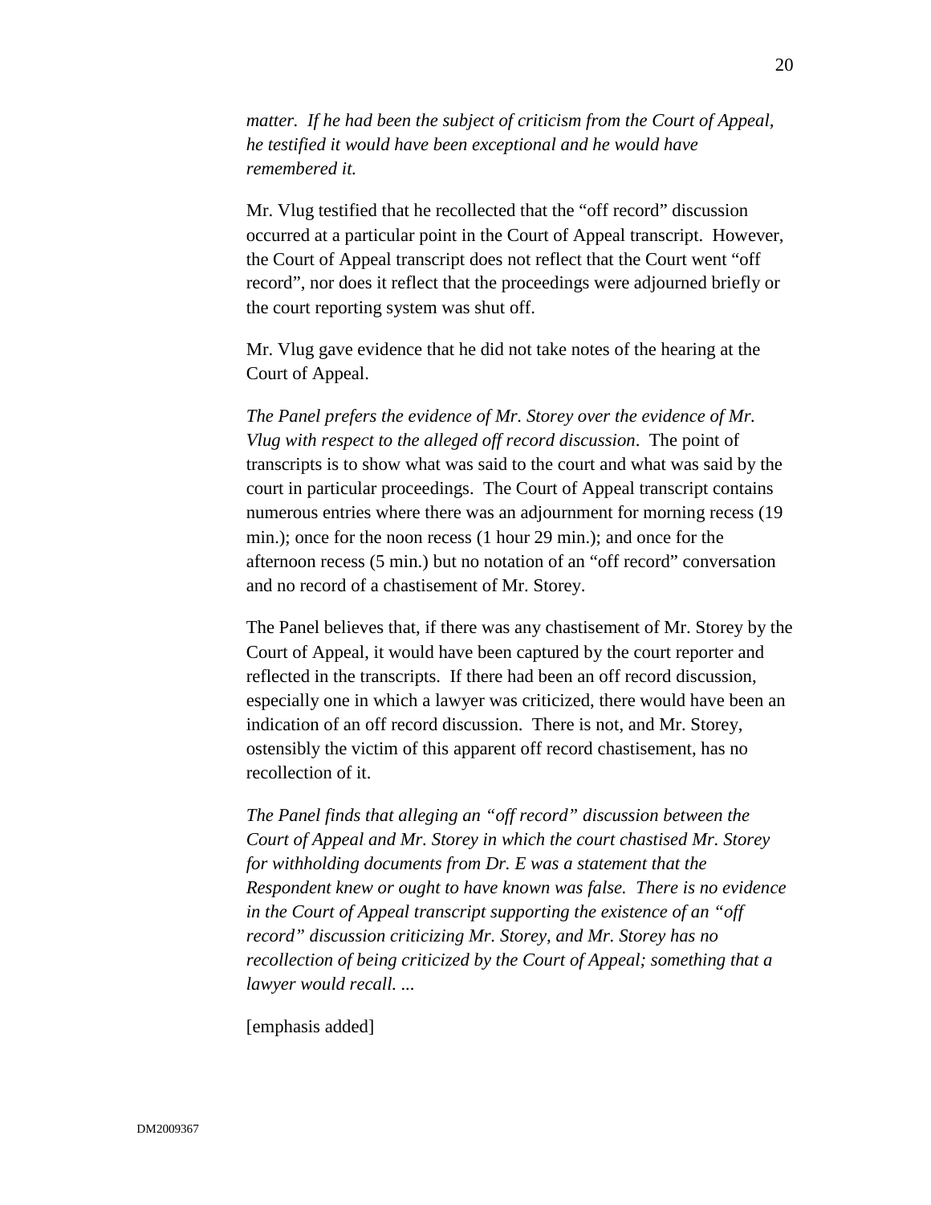*matter. If he had been the subject of criticism from the Court of Appeal, he testified it would have been exceptional and he would have remembered it.*

Mr. Vlug testified that he recollected that the "off record" discussion occurred at a particular point in the Court of Appeal transcript. However, the Court of Appeal transcript does not reflect that the Court went "off record", nor does it reflect that the proceedings were adjourned briefly or the court reporting system was shut off.

Mr. Vlug gave evidence that he did not take notes of the hearing at the Court of Appeal.

*The Panel prefers the evidence of Mr. Storey over the evidence of Mr. Vlug with respect to the alleged off record discussion*. The point of transcripts is to show what was said to the court and what was said by the court in particular proceedings. The Court of Appeal transcript contains numerous entries where there was an adjournment for morning recess (19 min.); once for the noon recess (1 hour 29 min.); and once for the afternoon recess (5 min.) but no notation of an "off record" conversation and no record of a chastisement of Mr. Storey.

The Panel believes that, if there was any chastisement of Mr. Storey by the Court of Appeal, it would have been captured by the court reporter and reflected in the transcripts. If there had been an off record discussion, especially one in which a lawyer was criticized, there would have been an indication of an off record discussion. There is not, and Mr. Storey, ostensibly the victim of this apparent off record chastisement, has no recollection of it.

*The Panel finds that alleging an "off record" discussion between the Court of Appeal and Mr. Storey in which the court chastised Mr. Storey for withholding documents from Dr. E was a statement that the Respondent knew or ought to have known was false. There is no evidence in the Court of Appeal transcript supporting the existence of an "off record" discussion criticizing Mr. Storey, and Mr. Storey has no recollection of being criticized by the Court of Appeal; something that a lawyer would recall. ...*

[emphasis added]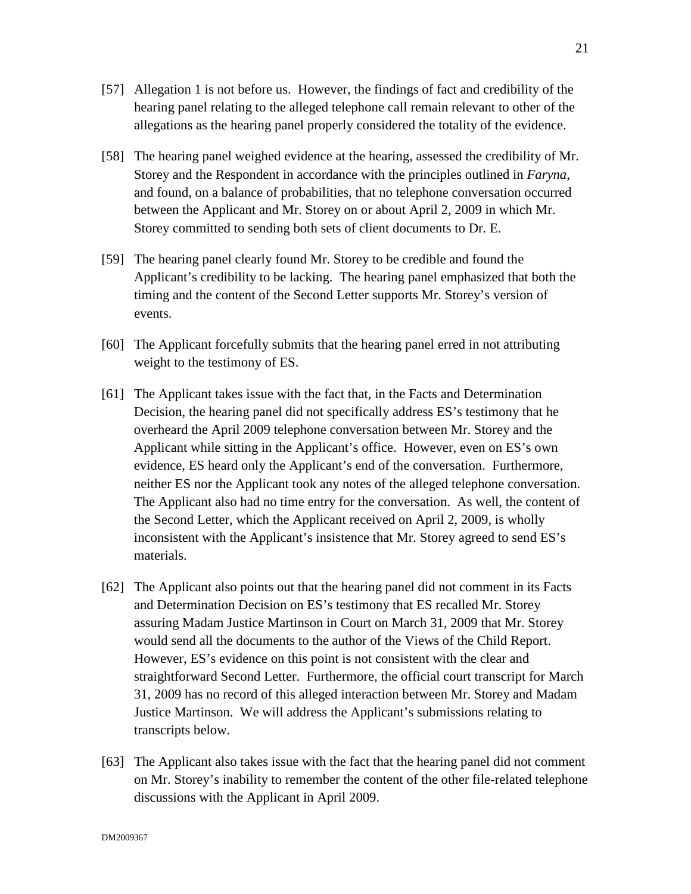[57] Allegation 1 is not before us. However, the findings of fact and credibility of the hearing panel relating to the alleged telephone call remain relevant to other of the allegations as the hearing panel properly considered the totality of the evidence.

[58] The hearing panel weighed evidence at the hearing, assessed the credibility of Mr. Storey and the Respondent in accordance with the principles outlined in *Faryna*, and found, on a balance of probabilities, that no telephone conversation occurred between the Applicant and Mr. Storey on or about April 2, 2009 in which Mr. Storey committed to sending both sets of client documents to Dr. E.

[59] The hearing panel clearly found Mr. Storey to be credible and found the Applicant's credibility to be lacking. The hearing panel emphasized that both the timing and the content of the Second Letter supports Mr. Storey's version of events.

[60] The Applicant forcefully submits that the hearing panel erred in not attributing weight to the testimony of ES.

[61] The Applicant takes issue with the fact that, in the Facts and Determination Decision, the hearing panel did not specifically address ES's testimony that he overheard the April 2009 telephone conversation between Mr. Storey and the Applicant while sitting in the Applicant's office. However, even on ES's own evidence, ES heard only the Applicant's end of the conversation. Furthermore, neither ES nor the Applicant took any notes of the alleged telephone conversation. The Applicant also had no time entry for the conversation. As well, the content of the Second Letter, which the Applicant received on April 2, 2009, is wholly inconsistent with the Applicant's insistence that Mr. Storey agreed to send ES's materials.

[62] The Applicant also points out that the hearing panel did not comment in its Facts and Determination Decision on ES's testimony that ES recalled Mr. Storey assuring Madam Justice Martinson in Court on March 31, 2009 that Mr. Storey would send all the documents to the author of the Views of the Child Report. However, ES's evidence on this point is not consistent with the clear and straightforward Second Letter. Furthermore, the official court transcript for March 31, 2009 has no record of this alleged interaction between Mr. Storey and Madam Justice Martinson. We will address the Applicant's submissions relating to transcripts below.

[63] The Applicant also takes issue with the fact that the hearing panel did not comment on Mr. Storey's inability to remember the content of the other file-related telephone discussions with the Applicant in April 2009.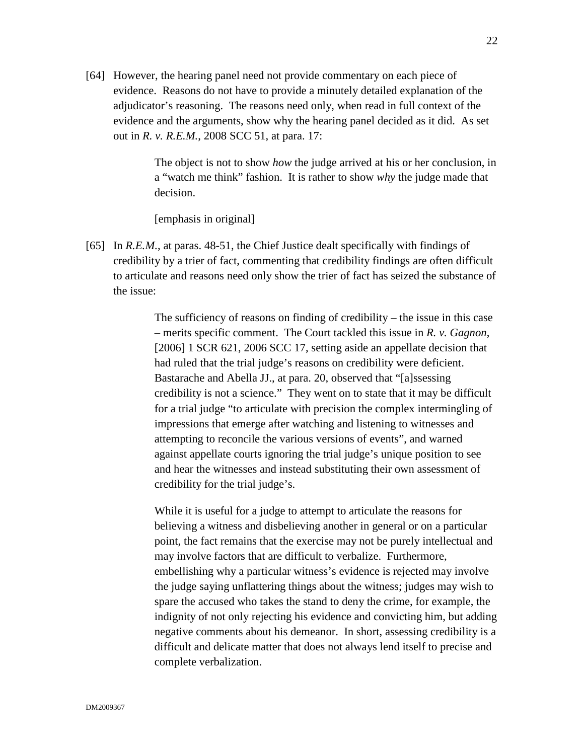[64] However, the hearing panel need not provide commentary on each piece of evidence. Reasons do not have to provide a minutely detailed explanation of the adjudicator's reasoning. The reasons need only, when read in full context of the evidence and the arguments, show why the hearing panel decided as it did. As set out in *R. v. R.E.M.*, 2008 SCC 51, at para. 17:

> The object is not to show *how* the judge arrived at his or her conclusion, in a "watch me think" fashion. It is rather to show *why* the judge made that decision.
>
> [emphasis in original]

[65] In *R.E.M.*, at paras. 48-51, the Chief Justice dealt specifically with findings of credibility by a trier of fact, commenting that credibility findings are often difficult to articulate and reasons need only show the trier of fact has seized the substance of the issue:

> The sufficiency of reasons on finding of credibility – the issue in this case – merits specific comment. The Court tackled this issue in *R. v. Gagnon*, [2006] 1 SCR 621, 2006 SCC 17, setting aside an appellate decision that had ruled that the trial judge's reasons on credibility were deficient. Bastarache and Abella JJ., at para. 20, observed that "[a]ssessing credibility is not a science." They went on to state that it may be difficult for a trial judge "to articulate with precision the complex intermingling of impressions that emerge after watching and listening to witnesses and attempting to reconcile the various versions of events", and warned against appellate courts ignoring the trial judge's unique position to see and hear the witnesses and instead substituting their own assessment of credibility for the trial judge's.
>
> While it is useful for a judge to attempt to articulate the reasons for believing a witness and disbelieving another in general or on a particular point, the fact remains that the exercise may not be purely intellectual and may involve factors that are difficult to verbalize. Furthermore, embellishing why a particular witness's evidence is rejected may involve the judge saying unflattering things about the witness; judges may wish to spare the accused who takes the stand to deny the crime, for example, the indignity of not only rejecting his evidence and convicting him, but adding negative comments about his demeanor. In short, assessing credibility is a difficult and delicate matter that does not always lend itself to precise and complete verbalization.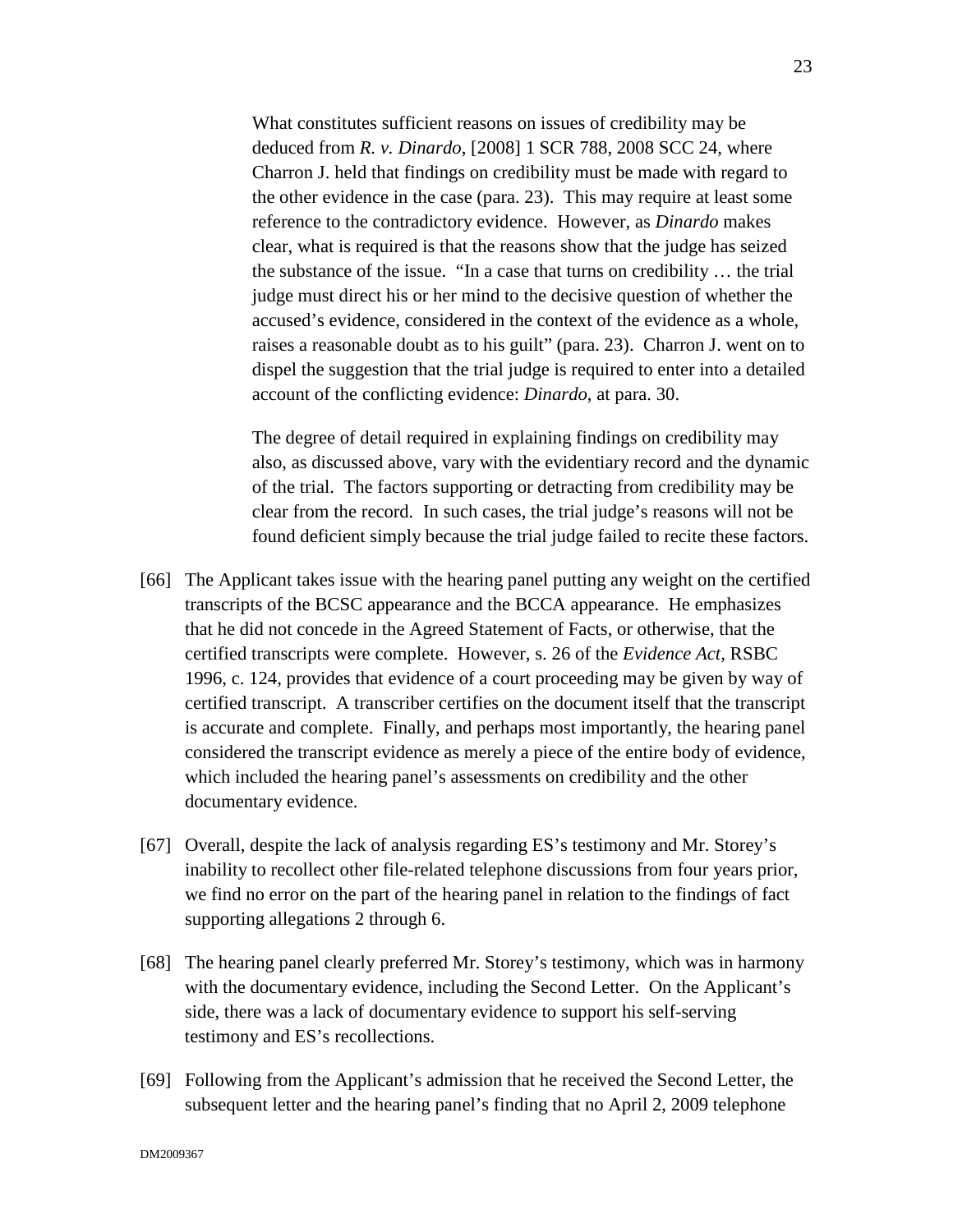> What constitutes sufficient reasons on issues of credibility may be deduced from *R. v. Dinardo*, [2008] 1 SCR 788, 2008 SCC 24, where Charron J. held that findings on credibility must be made with regard to the other evidence in the case (para. 23). This may require at least some reference to the contradictory evidence. However, as *Dinardo* makes clear, what is required is that the reasons show that the judge has seized the substance of the issue. "In a case that turns on credibility … the trial judge must direct his or her mind to the decisive question of whether the accused's evidence, considered in the context of the evidence as a whole, raises a reasonable doubt as to his guilt" (para. 23). Charron J. went on to dispel the suggestion that the trial judge is required to enter into a detailed account of the conflicting evidence: *Dinardo*, at para. 30.
>
> The degree of detail required in explaining findings on credibility may also, as discussed above, vary with the evidentiary record and the dynamic of the trial. The factors supporting or detracting from credibility may be clear from the record. In such cases, the trial judge's reasons will not be found deficient simply because the trial judge failed to recite these factors.

[66] The Applicant takes issue with the hearing panel putting any weight on the certified transcripts of the BCSC appearance and the BCCA appearance. He emphasizes that he did not concede in the Agreed Statement of Facts, or otherwise, that the certified transcripts were complete. However, s. 26 of the *Evidence Act*, RSBC 1996, c. 124, provides that evidence of a court proceeding may be given by way of certified transcript. A transcriber certifies on the document itself that the transcript is accurate and complete. Finally, and perhaps most importantly, the hearing panel considered the transcript evidence as merely a piece of the entire body of evidence, which included the hearing panel's assessments on credibility and the other documentary evidence.

[67] Overall, despite the lack of analysis regarding ES's testimony and Mr. Storey's inability to recollect other file-related telephone discussions from four years prior, we find no error on the part of the hearing panel in relation to the findings of fact supporting allegations 2 through 6.

[68] The hearing panel clearly preferred Mr. Storey's testimony, which was in harmony with the documentary evidence, including the Second Letter. On the Applicant's side, there was a lack of documentary evidence to support his self-serving testimony and ES's recollections.

[69] Following from the Applicant's admission that he received the Second Letter, the subsequent letter and the hearing panel's finding that no April 2, 2009 telephone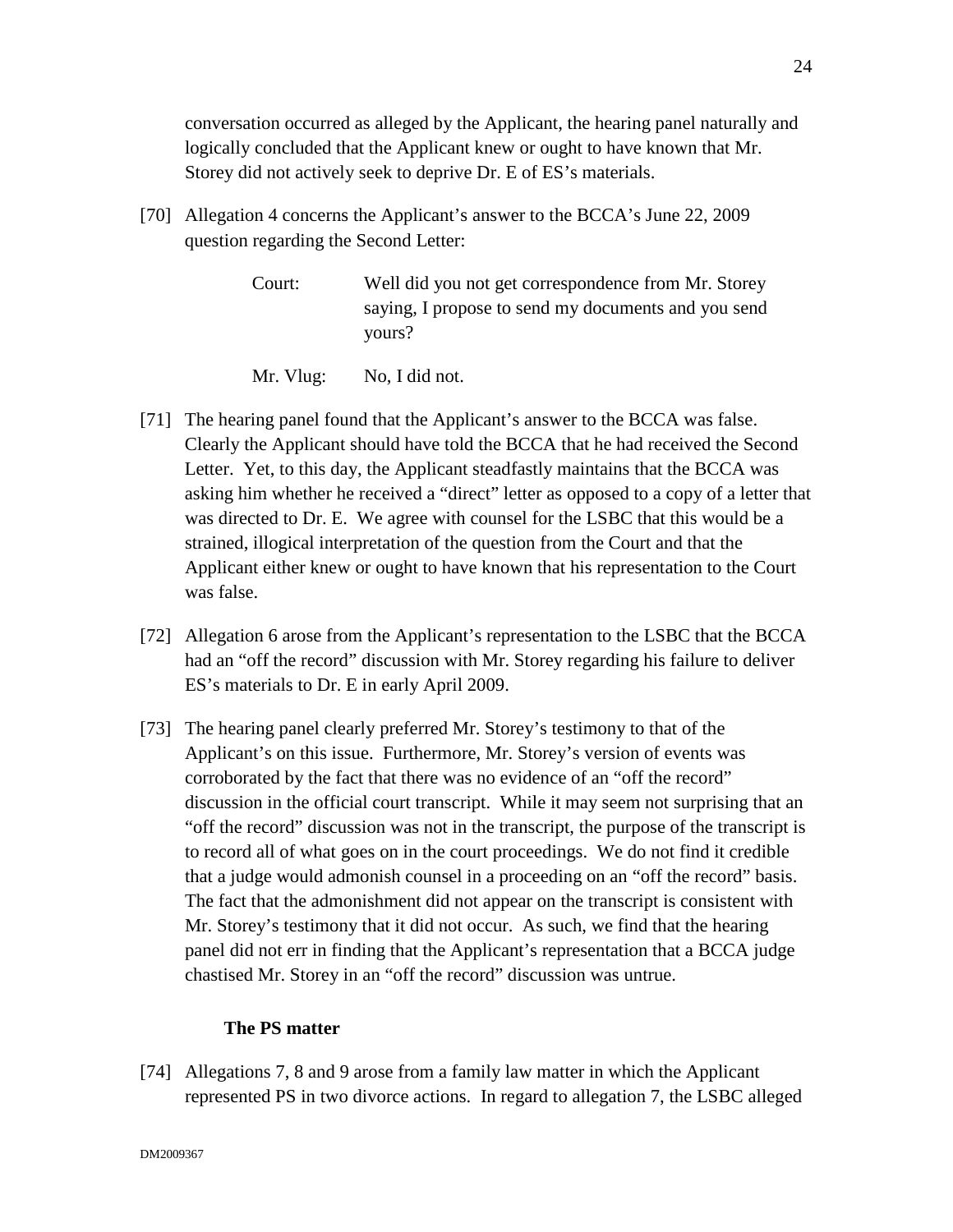conversation occurred as alleged by the Applicant, the hearing panel naturally and logically concluded that the Applicant knew or ought to have known that Mr. Storey did not actively seek to deprive Dr. E of ES's materials.

[70] Allegation 4 concerns the Applicant's answer to the BCCA's June 22, 2009 question regarding the Second Letter:

> Court: Well did you not get correspondence from Mr. Storey saying, I propose to send my documents and you send yours?
>
> Mr. Vlug: No, I did not.

[71] The hearing panel found that the Applicant's answer to the BCCA was false. Clearly the Applicant should have told the BCCA that he had received the Second Letter. Yet, to this day, the Applicant steadfastly maintains that the BCCA was asking him whether he received a "direct" letter as opposed to a copy of a letter that was directed to Dr. E. We agree with counsel for the LSBC that this would be a strained, illogical interpretation of the question from the Court and that the Applicant either knew or ought to have known that his representation to the Court was false.

[72] Allegation 6 arose from the Applicant's representation to the LSBC that the BCCA had an "off the record" discussion with Mr. Storey regarding his failure to deliver ES's materials to Dr. E in early April 2009.

[73] The hearing panel clearly preferred Mr. Storey's testimony to that of the Applicant's on this issue. Furthermore, Mr. Storey's version of events was corroborated by the fact that there was no evidence of an "off the record" discussion in the official court transcript. While it may seem not surprising that an "off the record" discussion was not in the transcript, the purpose of the transcript is to record all of what goes on in the court proceedings. We do not find it credible that a judge would admonish counsel in a proceeding on an "off the record" basis. The fact that the admonishment did not appear on the transcript is consistent with Mr. Storey's testimony that it did not occur. As such, we find that the hearing panel did not err in finding that the Applicant's representation that a BCCA judge chastised Mr. Storey in an "off the record" discussion was untrue.

**The PS matter**

[74] Allegations 7, 8 and 9 arose from a family law matter in which the Applicant represented PS in two divorce actions. In regard to allegation 7, the LSBC alleged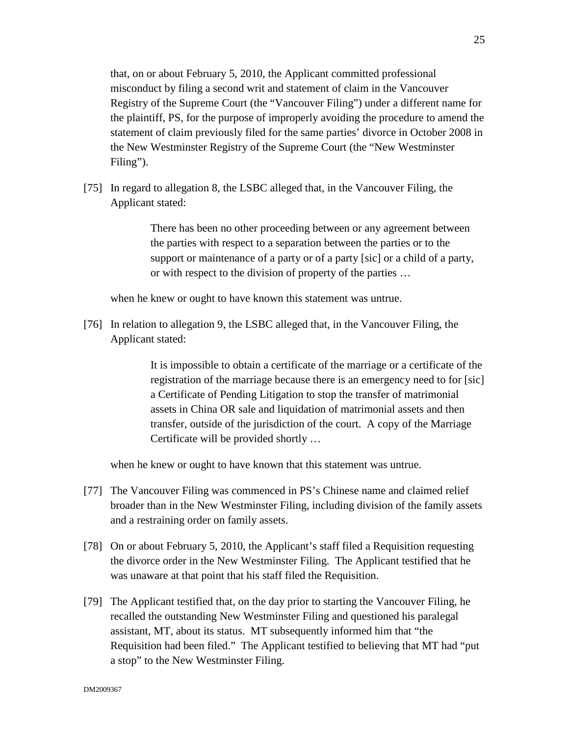that, on or about February 5, 2010, the Applicant committed professional misconduct by filing a second writ and statement of claim in the Vancouver Registry of the Supreme Court (the "Vancouver Filing") under a different name for the plaintiff, PS, for the purpose of improperly avoiding the procedure to amend the statement of claim previously filed for the same parties' divorce in October 2008 in the New Westminster Registry of the Supreme Court (the "New Westminster Filing").

[75] In regard to allegation 8, the LSBC alleged that, in the Vancouver Filing, the Applicant stated:

> There has been no other proceeding between or any agreement between the parties with respect to a separation between the parties or to the support or maintenance of a party or of a party [sic] or a child of a party, or with respect to the division of property of the parties …

when he knew or ought to have known this statement was untrue.

[76] In relation to allegation 9, the LSBC alleged that, in the Vancouver Filing, the Applicant stated:

> It is impossible to obtain a certificate of the marriage or a certificate of the registration of the marriage because there is an emergency need to for [sic] a Certificate of Pending Litigation to stop the transfer of matrimonial assets in China OR sale and liquidation of matrimonial assets and then transfer, outside of the jurisdiction of the court. A copy of the Marriage Certificate will be provided shortly …

when he knew or ought to have known that this statement was untrue.

[77] The Vancouver Filing was commenced in PS's Chinese name and claimed relief broader than in the New Westminster Filing, including division of the family assets and a restraining order on family assets.

[78] On or about February 5, 2010, the Applicant's staff filed a Requisition requesting the divorce order in the New Westminster Filing. The Applicant testified that he was unaware at that point that his staff filed the Requisition.

[79] The Applicant testified that, on the day prior to starting the Vancouver Filing, he recalled the outstanding New Westminster Filing and questioned his paralegal assistant, MT, about its status. MT subsequently informed him that "the Requisition had been filed." The Applicant testified to believing that MT had "put a stop" to the New Westminster Filing.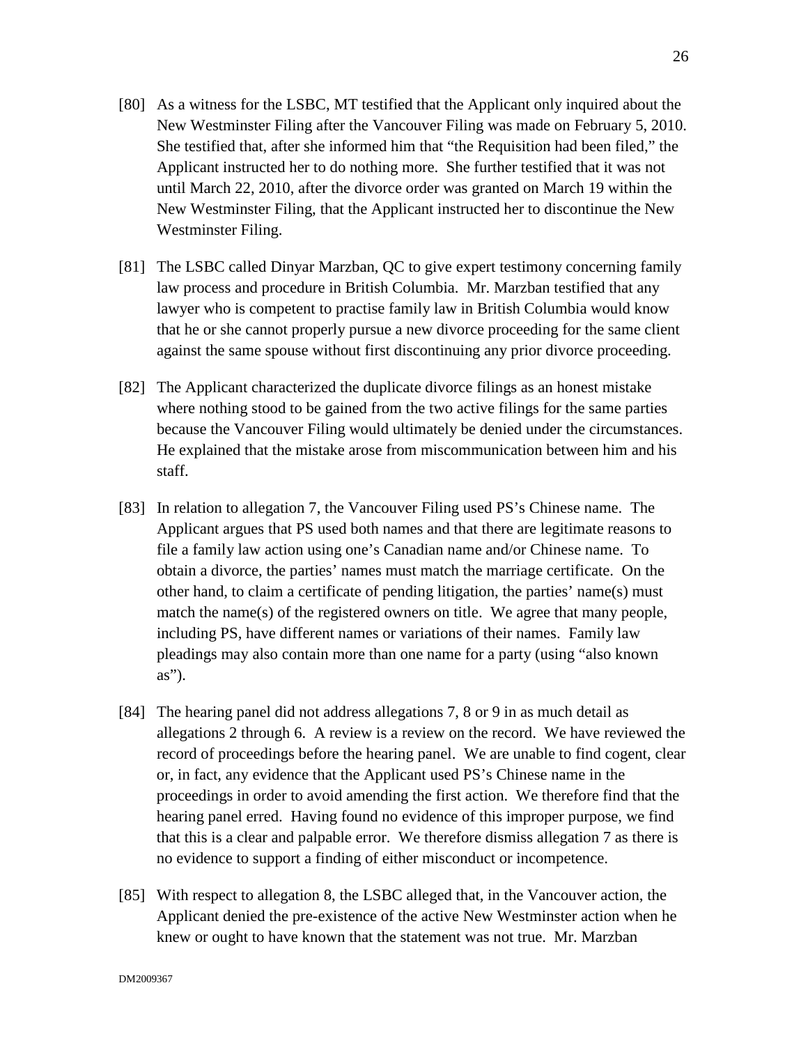[80] As a witness for the LSBC, MT testified that the Applicant only inquired about the New Westminster Filing after the Vancouver Filing was made on February 5, 2010. She testified that, after she informed him that "the Requisition had been filed," the Applicant instructed her to do nothing more. She further testified that it was not until March 22, 2010, after the divorce order was granted on March 19 within the New Westminster Filing, that the Applicant instructed her to discontinue the New Westminster Filing.

[81] The LSBC called Dinyar Marzban, QC to give expert testimony concerning family law process and procedure in British Columbia. Mr. Marzban testified that any lawyer who is competent to practise family law in British Columbia would know that he or she cannot properly pursue a new divorce proceeding for the same client against the same spouse without first discontinuing any prior divorce proceeding.

[82] The Applicant characterized the duplicate divorce filings as an honest mistake where nothing stood to be gained from the two active filings for the same parties because the Vancouver Filing would ultimately be denied under the circumstances. He explained that the mistake arose from miscommunication between him and his staff.

[83] In relation to allegation 7, the Vancouver Filing used PS's Chinese name. The Applicant argues that PS used both names and that there are legitimate reasons to file a family law action using one's Canadian name and/or Chinese name. To obtain a divorce, the parties' names must match the marriage certificate. On the other hand, to claim a certificate of pending litigation, the parties' name(s) must match the name(s) of the registered owners on title. We agree that many people, including PS, have different names or variations of their names. Family law pleadings may also contain more than one name for a party (using "also known as").

[84] The hearing panel did not address allegations 7, 8 or 9 in as much detail as allegations 2 through 6. A review is a review on the record. We have reviewed the record of proceedings before the hearing panel. We are unable to find cogent, clear or, in fact, any evidence that the Applicant used PS's Chinese name in the proceedings in order to avoid amending the first action. We therefore find that the hearing panel erred. Having found no evidence of this improper purpose, we find that this is a clear and palpable error. We therefore dismiss allegation 7 as there is no evidence to support a finding of either misconduct or incompetence.

[85] With respect to allegation 8, the LSBC alleged that, in the Vancouver action, the Applicant denied the pre-existence of the active New Westminster action when he knew or ought to have known that the statement was not true. Mr. Marzban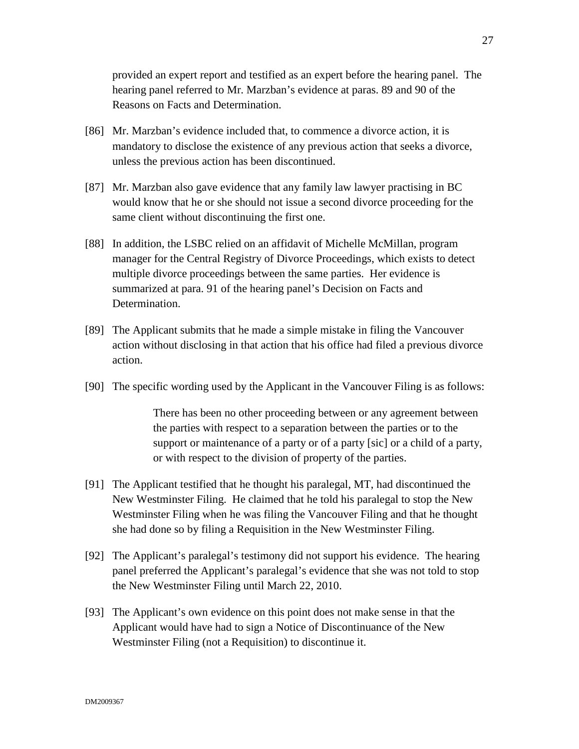provided an expert report and testified as an expert before the hearing panel. The hearing panel referred to Mr. Marzban's evidence at paras. 89 and 90 of the Reasons on Facts and Determination.

[86] Mr. Marzban's evidence included that, to commence a divorce action, it is mandatory to disclose the existence of any previous action that seeks a divorce, unless the previous action has been discontinued.

[87] Mr. Marzban also gave evidence that any family law lawyer practising in BC would know that he or she should not issue a second divorce proceeding for the same client without discontinuing the first one.

[88] In addition, the LSBC relied on an affidavit of Michelle McMillan, program manager for the Central Registry of Divorce Proceedings, which exists to detect multiple divorce proceedings between the same parties. Her evidence is summarized at para. 91 of the hearing panel's Decision on Facts and Determination.

[89] The Applicant submits that he made a simple mistake in filing the Vancouver action without disclosing in that action that his office had filed a previous divorce action.

[90] The specific wording used by the Applicant in the Vancouver Filing is as follows:

> There has been no other proceeding between or any agreement between the parties with respect to a separation between the parties or to the support or maintenance of a party or of a party [sic] or a child of a party, or with respect to the division of property of the parties.

[91] The Applicant testified that he thought his paralegal, MT, had discontinued the New Westminster Filing. He claimed that he told his paralegal to stop the New Westminster Filing when he was filing the Vancouver Filing and that he thought she had done so by filing a Requisition in the New Westminster Filing.

[92] The Applicant's paralegal's testimony did not support his evidence. The hearing panel preferred the Applicant's paralegal's evidence that she was not told to stop the New Westminster Filing until March 22, 2010.

[93] The Applicant's own evidence on this point does not make sense in that the Applicant would have had to sign a Notice of Discontinuance of the New Westminster Filing (not a Requisition) to discontinue it.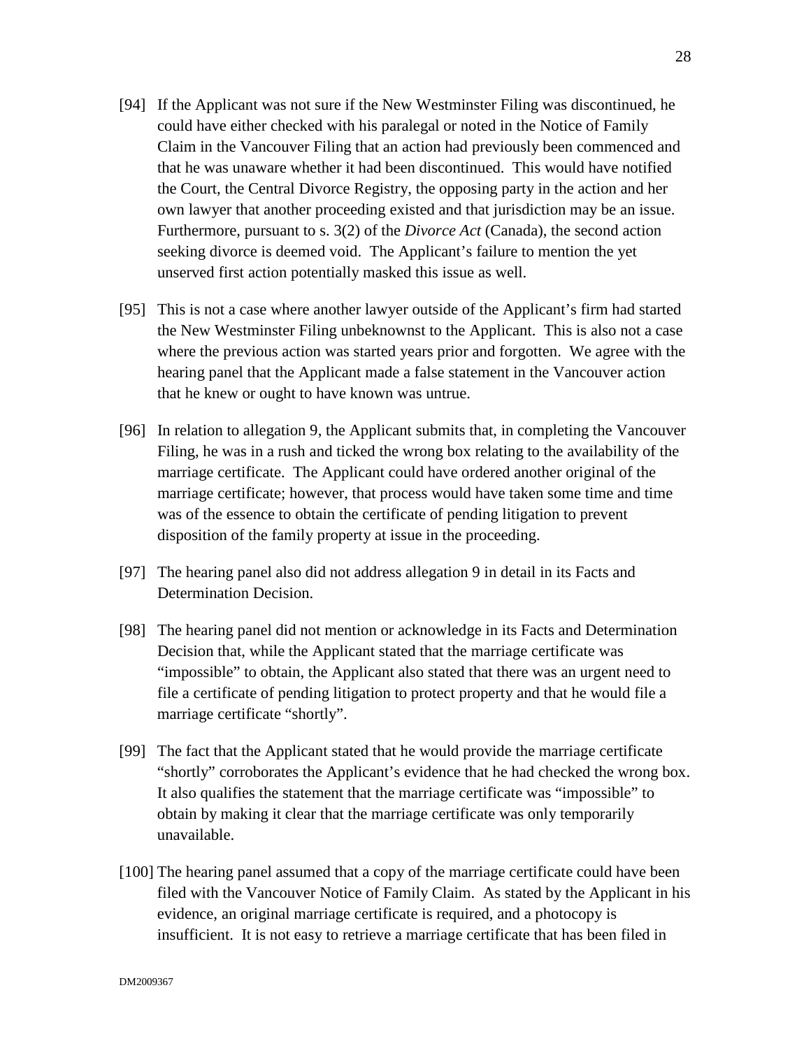[94] If the Applicant was not sure if the New Westminster Filing was discontinued, he could have either checked with his paralegal or noted in the Notice of Family Claim in the Vancouver Filing that an action had previously been commenced and that he was unaware whether it had been discontinued. This would have notified the Court, the Central Divorce Registry, the opposing party in the action and her own lawyer that another proceeding existed and that jurisdiction may be an issue. Furthermore, pursuant to s. 3(2) of the *Divorce Act* (Canada), the second action seeking divorce is deemed void. The Applicant's failure to mention the yet unserved first action potentially masked this issue as well.

[95] This is not a case where another lawyer outside of the Applicant's firm had started the New Westminster Filing unbeknownst to the Applicant. This is also not a case where the previous action was started years prior and forgotten. We agree with the hearing panel that the Applicant made a false statement in the Vancouver action that he knew or ought to have known was untrue.

[96] In relation to allegation 9, the Applicant submits that, in completing the Vancouver Filing, he was in a rush and ticked the wrong box relating to the availability of the marriage certificate. The Applicant could have ordered another original of the marriage certificate; however, that process would have taken some time and time was of the essence to obtain the certificate of pending litigation to prevent disposition of the family property at issue in the proceeding.

[97] The hearing panel also did not address allegation 9 in detail in its Facts and Determination Decision.

[98] The hearing panel did not mention or acknowledge in its Facts and Determination Decision that, while the Applicant stated that the marriage certificate was "impossible" to obtain, the Applicant also stated that there was an urgent need to file a certificate of pending litigation to protect property and that he would file a marriage certificate "shortly".

[99] The fact that the Applicant stated that he would provide the marriage certificate "shortly" corroborates the Applicant's evidence that he had checked the wrong box. It also qualifies the statement that the marriage certificate was "impossible" to obtain by making it clear that the marriage certificate was only temporarily unavailable.

[100] The hearing panel assumed that a copy of the marriage certificate could have been filed with the Vancouver Notice of Family Claim. As stated by the Applicant in his evidence, an original marriage certificate is required, and a photocopy is insufficient. It is not easy to retrieve a marriage certificate that has been filed in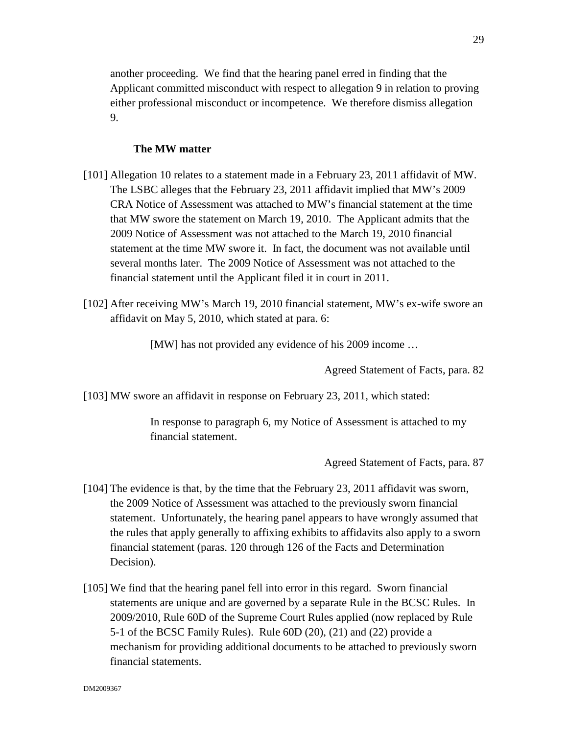another proceeding. We find that the hearing panel erred in finding that the Applicant committed misconduct with respect to allegation 9 in relation to proving either professional misconduct or incompetence. We therefore dismiss allegation 9.

**The MW matter**

[101] Allegation 10 relates to a statement made in a February 23, 2011 affidavit of MW. The LSBC alleges that the February 23, 2011 affidavit implied that MW's 2009 CRA Notice of Assessment was attached to MW's financial statement at the time that MW swore the statement on March 19, 2010. The Applicant admits that the 2009 Notice of Assessment was not attached to the March 19, 2010 financial statement at the time MW swore it. In fact, the document was not available until several months later. The 2009 Notice of Assessment was not attached to the financial statement until the Applicant filed it in court in 2011.

[102] After receiving MW's March 19, 2010 financial statement, MW's ex-wife swore an affidavit on May 5, 2010, which stated at para. 6:

> [MW] has not provided any evidence of his 2009 income …
>
> Agreed Statement of Facts, para. 82

[103] MW swore an affidavit in response on February 23, 2011, which stated:

> In response to paragraph 6, my Notice of Assessment is attached to my financial statement.
>
> Agreed Statement of Facts, para. 87

[104] The evidence is that, by the time that the February 23, 2011 affidavit was sworn, the 2009 Notice of Assessment was attached to the previously sworn financial statement. Unfortunately, the hearing panel appears to have wrongly assumed that the rules that apply generally to affixing exhibits to affidavits also apply to a sworn financial statement (paras. 120 through 126 of the Facts and Determination Decision).

[105] We find that the hearing panel fell into error in this regard. Sworn financial statements are unique and are governed by a separate Rule in the BCSC Rules. In 2009/2010, Rule 60D of the Supreme Court Rules applied (now replaced by Rule 5-1 of the BCSC Family Rules). Rule 60D (20), (21) and (22) provide a mechanism for providing additional documents to be attached to previously sworn financial statements.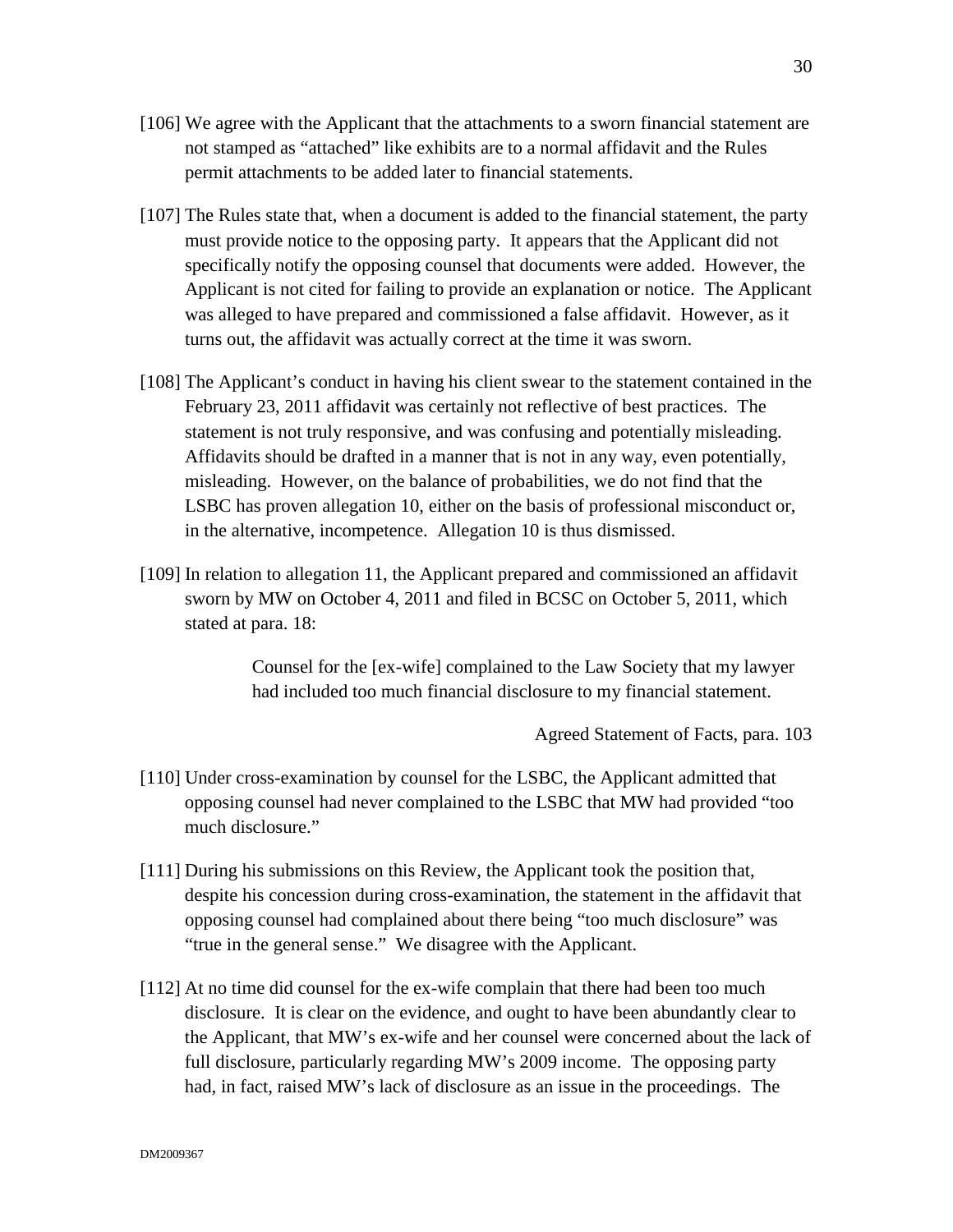[106] We agree with the Applicant that the attachments to a sworn financial statement are not stamped as "attached" like exhibits are to a normal affidavit and the Rules permit attachments to be added later to financial statements.

[107] The Rules state that, when a document is added to the financial statement, the party must provide notice to the opposing party. It appears that the Applicant did not specifically notify the opposing counsel that documents were added. However, the Applicant is not cited for failing to provide an explanation or notice. The Applicant was alleged to have prepared and commissioned a false affidavit. However, as it turns out, the affidavit was actually correct at the time it was sworn.

[108] The Applicant's conduct in having his client swear to the statement contained in the February 23, 2011 affidavit was certainly not reflective of best practices. The statement is not truly responsive, and was confusing and potentially misleading. Affidavits should be drafted in a manner that is not in any way, even potentially, misleading. However, on the balance of probabilities, we do not find that the LSBC has proven allegation 10, either on the basis of professional misconduct or, in the alternative, incompetence. Allegation 10 is thus dismissed.

[109] In relation to allegation 11, the Applicant prepared and commissioned an affidavit sworn by MW on October 4, 2011 and filed in BCSC on October 5, 2011, which stated at para. 18:

> Counsel for the [ex-wife] complained to the Law Society that my lawyer had included too much financial disclosure to my financial statement.
>
> Agreed Statement of Facts, para. 103

[110] Under cross-examination by counsel for the LSBC, the Applicant admitted that opposing counsel had never complained to the LSBC that MW had provided "too much disclosure."

[111] During his submissions on this Review, the Applicant took the position that, despite his concession during cross-examination, the statement in the affidavit that opposing counsel had complained about there being "too much disclosure" was "true in the general sense." We disagree with the Applicant.

[112] At no time did counsel for the ex-wife complain that there had been too much disclosure. It is clear on the evidence, and ought to have been abundantly clear to the Applicant, that MW's ex-wife and her counsel were concerned about the lack of full disclosure, particularly regarding MW's 2009 income. The opposing party had, in fact, raised MW's lack of disclosure as an issue in the proceedings. The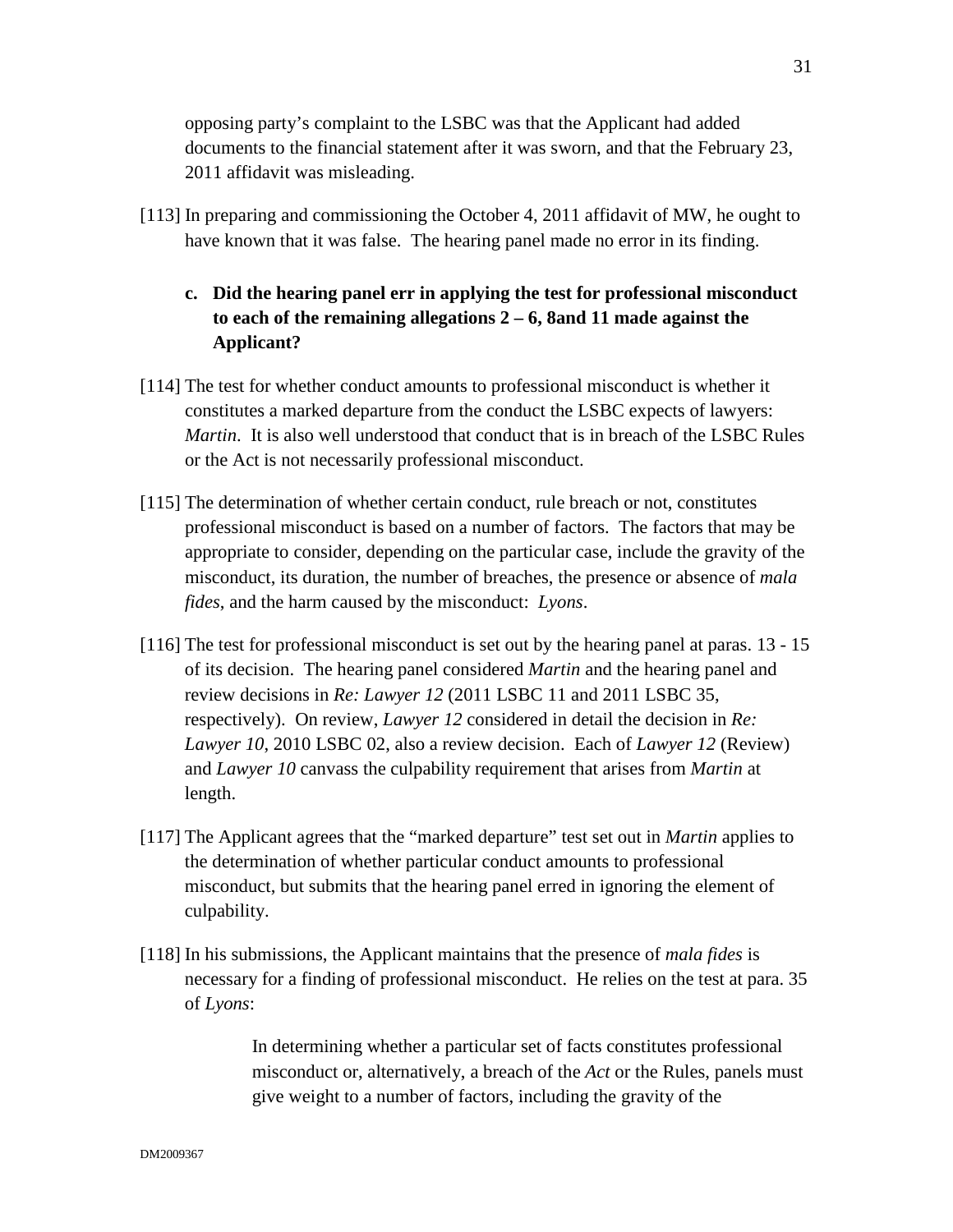opposing party's complaint to the LSBC was that the Applicant had added documents to the financial statement after it was sworn, and that the February 23, 2011 affidavit was misleading.

[113] In preparing and commissioning the October 4, 2011 affidavit of MW, he ought to have known that it was false. The hearing panel made no error in its finding.

### c. Did the hearing panel err in applying the test for professional misconduct to each of the remaining allegations 2 – 6, 8and 11 made against the Applicant?

[114] The test for whether conduct amounts to professional misconduct is whether it constitutes a marked departure from the conduct the LSBC expects of lawyers: *Martin*. It is also well understood that conduct that is in breach of the LSBC Rules or the Act is not necessarily professional misconduct.

[115] The determination of whether certain conduct, rule breach or not, constitutes professional misconduct is based on a number of factors. The factors that may be appropriate to consider, depending on the particular case, include the gravity of the misconduct, its duration, the number of breaches, the presence or absence of *mala fides*, and the harm caused by the misconduct: *Lyons*.

[116] The test for professional misconduct is set out by the hearing panel at paras. 13 - 15 of its decision. The hearing panel considered *Martin* and the hearing panel and review decisions in *Re: Lawyer 12* (2011 LSBC 11 and 2011 LSBC 35, respectively). On review, *Lawyer 12* considered in detail the decision in *Re: Lawyer 10*, 2010 LSBC 02, also a review decision. Each of *Lawyer 12* (Review) and *Lawyer 10* canvass the culpability requirement that arises from *Martin* at length.

[117] The Applicant agrees that the "marked departure" test set out in *Martin* applies to the determination of whether particular conduct amounts to professional misconduct, but submits that the hearing panel erred in ignoring the element of culpability.

[118] In his submissions, the Applicant maintains that the presence of *mala fides* is necessary for a finding of professional misconduct. He relies on the test at para. 35 of *Lyons*:

> In determining whether a particular set of facts constitutes professional misconduct or, alternatively, a breach of the *Act* or the Rules, panels must give weight to a number of factors, including the gravity of the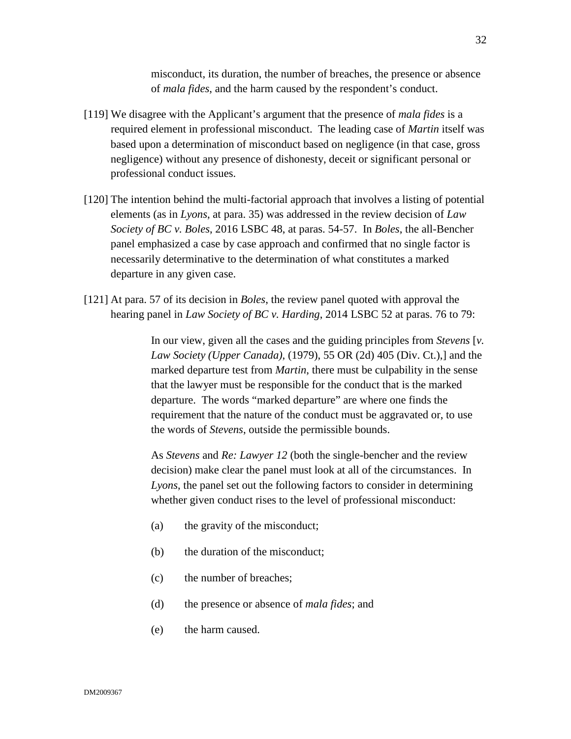> misconduct, its duration, the number of breaches, the presence or absence of *mala fides*, and the harm caused by the respondent's conduct.

[119] We disagree with the Applicant's argument that the presence of *mala fides* is a required element in professional misconduct. The leading case of *Martin* itself was based upon a determination of misconduct based on negligence (in that case, gross negligence) without any presence of dishonesty, deceit or significant personal or professional conduct issues.

[120] The intention behind the multi-factorial approach that involves a listing of potential elements (as in *Lyons*, at para. 35) was addressed in the review decision of *Law Society of BC v. Boles*, 2016 LSBC 48, at paras. 54-57. In *Boles*, the all-Bencher panel emphasized a case by case approach and confirmed that no single factor is necessarily determinative to the determination of what constitutes a marked departure in any given case.

[121] At para. 57 of its decision in *Boles*, the review panel quoted with approval the hearing panel in *Law Society of BC v. Harding*, 2014 LSBC 52 at paras. 76 to 79:

> In our view, given all the cases and the guiding principles from *Stevens* [*v. Law Society (Upper Canada)*, (1979), 55 OR (2d) 405 (Div. Ct.),] and the marked departure test from *Martin*, there must be culpability in the sense that the lawyer must be responsible for the conduct that is the marked departure. The words "marked departure" are where one finds the requirement that the nature of the conduct must be aggravated or, to use the words of *Stevens*, outside the permissible bounds.
>
> As *Stevens* and *Re: Lawyer 12* (both the single-bencher and the review decision) make clear the panel must look at all of the circumstances. In *Lyons*, the panel set out the following factors to consider in determining whether given conduct rises to the level of professional misconduct:
>
> (a) the gravity of the misconduct;
>
> (b) the duration of the misconduct;
>
> (c) the number of breaches;
>
> (d) the presence or absence of *mala fides*; and
>
> (e) the harm caused.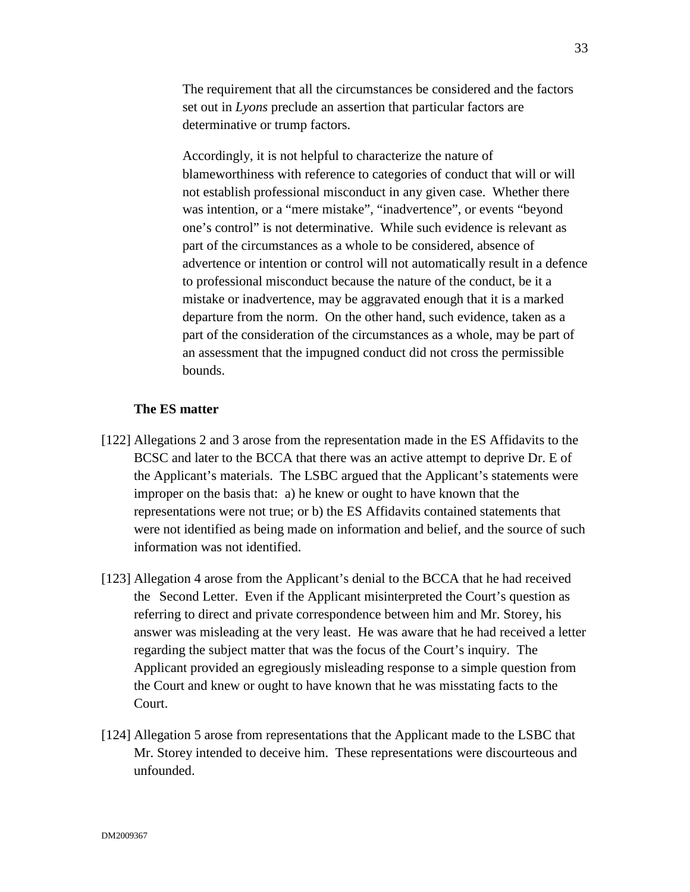> The requirement that all the circumstances be considered and the factors set out in *Lyons* preclude an assertion that particular factors are determinative or trump factors.
>
> Accordingly, it is not helpful to characterize the nature of blameworthiness with reference to categories of conduct that will or will not establish professional misconduct in any given case. Whether there was intention, or a "mere mistake", "inadvertence", or events "beyond one's control" is not determinative. While such evidence is relevant as part of the circumstances as a whole to be considered, absence of advertence or intention or control will not automatically result in a defence to professional misconduct because the nature of the conduct, be it a mistake or inadvertence, may be aggravated enough that it is a marked departure from the norm. On the other hand, such evidence, taken as a part of the consideration of the circumstances as a whole, may be part of an assessment that the impugned conduct did not cross the permissible bounds.

**The ES matter**

[122] Allegations 2 and 3 arose from the representation made in the ES Affidavits to the BCSC and later to the BCCA that there was an active attempt to deprive Dr. E of the Applicant's materials. The LSBC argued that the Applicant's statements were improper on the basis that: a) he knew or ought to have known that the representations were not true; or b) the ES Affidavits contained statements that were not identified as being made on information and belief, and the source of such information was not identified.

[123] Allegation 4 arose from the Applicant's denial to the BCCA that he had received the Second Letter. Even if the Applicant misinterpreted the Court's question as referring to direct and private correspondence between him and Mr. Storey, his answer was misleading at the very least. He was aware that he had received a letter regarding the subject matter that was the focus of the Court's inquiry. The Applicant provided an egregiously misleading response to a simple question from the Court and knew or ought to have known that he was misstating facts to the Court.

[124] Allegation 5 arose from representations that the Applicant made to the LSBC that Mr. Storey intended to deceive him. These representations were discourteous and unfounded.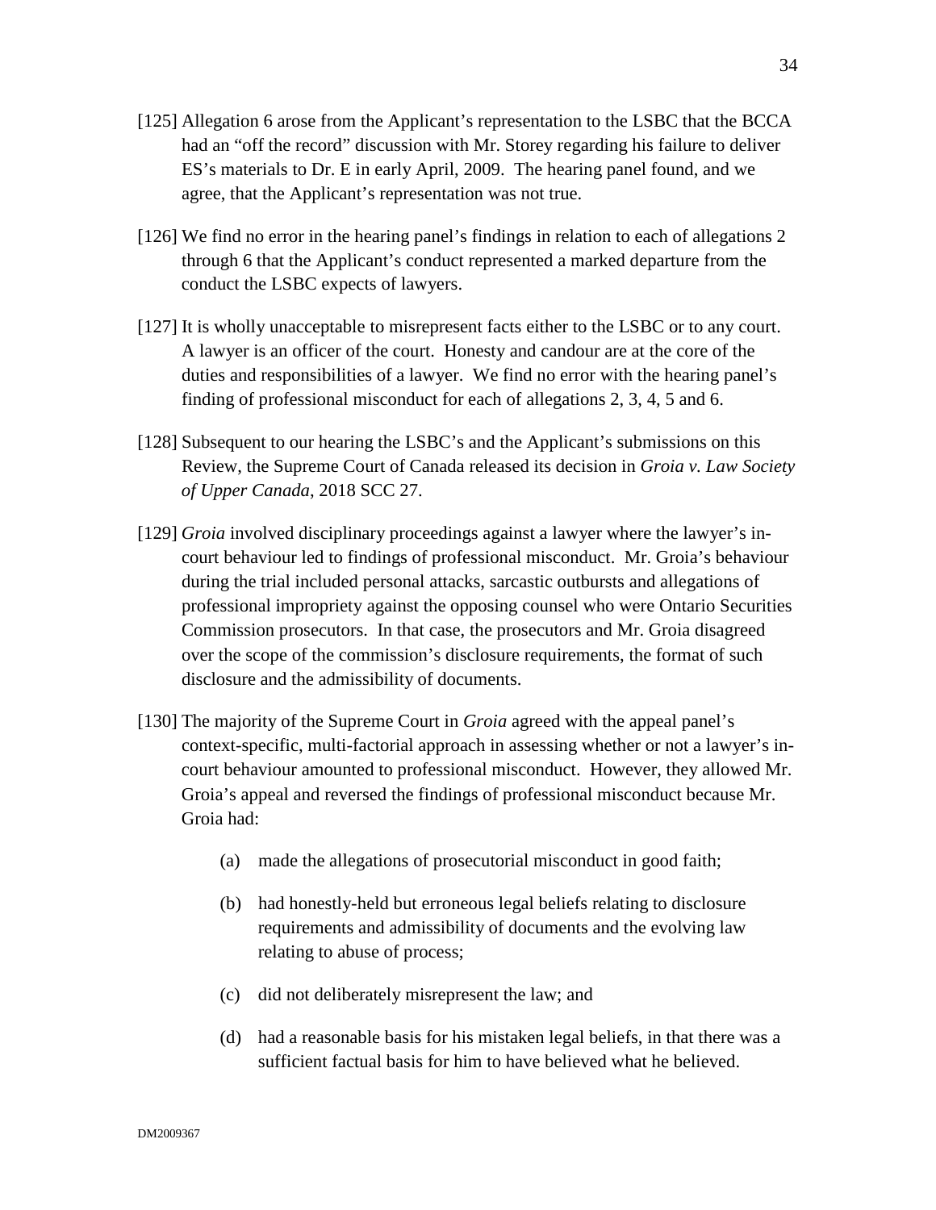[125] Allegation 6 arose from the Applicant's representation to the LSBC that the BCCA had an "off the record" discussion with Mr. Storey regarding his failure to deliver ES's materials to Dr. E in early April, 2009. The hearing panel found, and we agree, that the Applicant's representation was not true.

[126] We find no error in the hearing panel's findings in relation to each of allegations 2 through 6 that the Applicant's conduct represented a marked departure from the conduct the LSBC expects of lawyers.

[127] It is wholly unacceptable to misrepresent facts either to the LSBC or to any court. A lawyer is an officer of the court. Honesty and candour are at the core of the duties and responsibilities of a lawyer. We find no error with the hearing panel's finding of professional misconduct for each of allegations 2, 3, 4, 5 and 6.

[128] Subsequent to our hearing the LSBC's and the Applicant's submissions on this Review, the Supreme Court of Canada released its decision in *Groia v. Law Society of Upper Canada*, 2018 SCC 27.

[129] *Groia* involved disciplinary proceedings against a lawyer where the lawyer's in-court behaviour led to findings of professional misconduct. Mr. Groia's behaviour during the trial included personal attacks, sarcastic outbursts and allegations of professional impropriety against the opposing counsel who were Ontario Securities Commission prosecutors. In that case, the prosecutors and Mr. Groia disagreed over the scope of the commission's disclosure requirements, the format of such disclosure and the admissibility of documents.

[130] The majority of the Supreme Court in *Groia* agreed with the appeal panel's context-specific, multi-factorial approach in assessing whether or not a lawyer's in-court behaviour amounted to professional misconduct. However, they allowed Mr. Groia's appeal and reversed the findings of professional misconduct because Mr. Groia had:

(a) made the allegations of prosecutorial misconduct in good faith;

(b) had honestly-held but erroneous legal beliefs relating to disclosure requirements and admissibility of documents and the evolving law relating to abuse of process;

(c) did not deliberately misrepresent the law; and

(d) had a reasonable basis for his mistaken legal beliefs, in that there was a sufficient factual basis for him to have believed what he believed.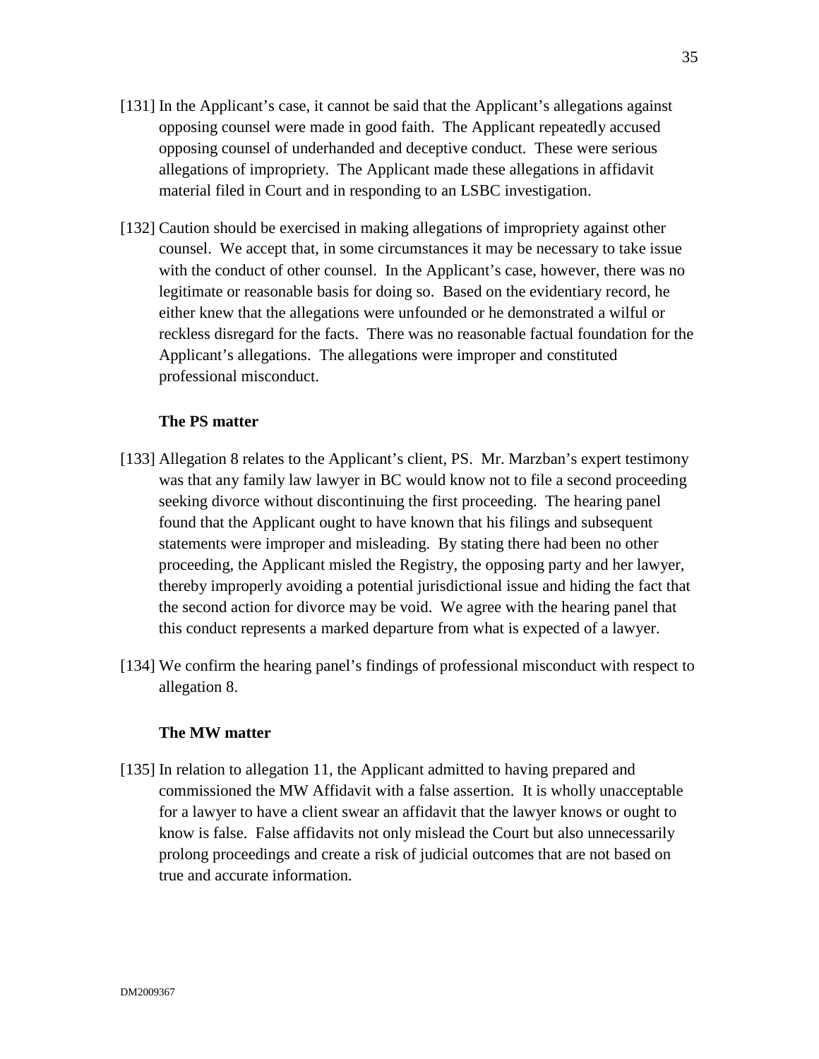[131] In the Applicant's case, it cannot be said that the Applicant's allegations against opposing counsel were made in good faith. The Applicant repeatedly accused opposing counsel of underhanded and deceptive conduct. These were serious allegations of impropriety. The Applicant made these allegations in affidavit material filed in Court and in responding to an LSBC investigation.

[132] Caution should be exercised in making allegations of impropriety against other counsel. We accept that, in some circumstances it may be necessary to take issue with the conduct of other counsel. In the Applicant's case, however, there was no legitimate or reasonable basis for doing so. Based on the evidentiary record, he either knew that the allegations were unfounded or he demonstrated a wilful or reckless disregard for the facts. There was no reasonable factual foundation for the Applicant's allegations. The allegations were improper and constituted professional misconduct.

**The PS matter**

[133] Allegation 8 relates to the Applicant's client, PS. Mr. Marzban's expert testimony was that any family law lawyer in BC would know not to file a second proceeding seeking divorce without discontinuing the first proceeding. The hearing panel found that the Applicant ought to have known that his filings and subsequent statements were improper and misleading. By stating there had been no other proceeding, the Applicant misled the Registry, the opposing party and her lawyer, thereby improperly avoiding a potential jurisdictional issue and hiding the fact that the second action for divorce may be void. We agree with the hearing panel that this conduct represents a marked departure from what is expected of a lawyer.

[134] We confirm the hearing panel's findings of professional misconduct with respect to allegation 8.

**The MW matter**

[135] In relation to allegation 11, the Applicant admitted to having prepared and commissioned the MW Affidavit with a false assertion. It is wholly unacceptable for a lawyer to have a client swear an affidavit that the lawyer knows or ought to know is false. False affidavits not only mislead the Court but also unnecessarily prolong proceedings and create a risk of judicial outcomes that are not based on true and accurate information.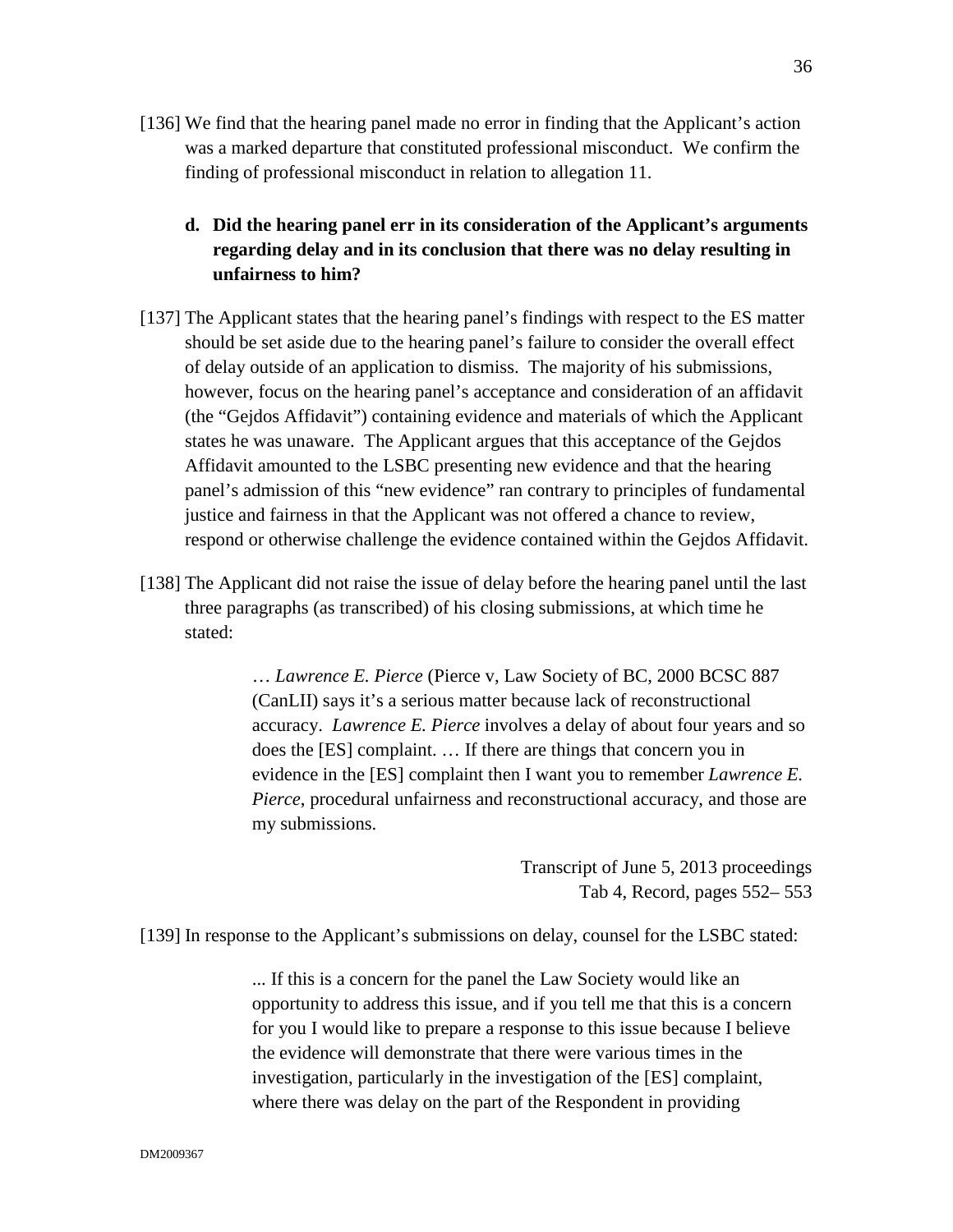[136] We find that the hearing panel made no error in finding that the Applicant's action was a marked departure that constituted professional misconduct. We confirm the finding of professional misconduct in relation to allegation 11.

**d. Did the hearing panel err in its consideration of the Applicant's arguments regarding delay and in its conclusion that there was no delay resulting in unfairness to him?**

[137] The Applicant states that the hearing panel's findings with respect to the ES matter should be set aside due to the hearing panel's failure to consider the overall effect of delay outside of an application to dismiss. The majority of his submissions, however, focus on the hearing panel's acceptance and consideration of an affidavit (the "Gejdos Affidavit") containing evidence and materials of which the Applicant states he was unaware. The Applicant argues that this acceptance of the Gejdos Affidavit amounted to the LSBC presenting new evidence and that the hearing panel's admission of this "new evidence" ran contrary to principles of fundamental justice and fairness in that the Applicant was not offered a chance to review, respond or otherwise challenge the evidence contained within the Gejdos Affidavit.

[138] The Applicant did not raise the issue of delay before the hearing panel until the last three paragraphs (as transcribed) of his closing submissions, at which time he stated:

> … *Lawrence E. Pierce* (Pierce v, Law Society of BC, 2000 BCSC 887 (CanLII) says it's a serious matter because lack of reconstructional accuracy. *Lawrence E. Pierce* involves a delay of about four years and so does the [ES] complaint. … If there are things that concern you in evidence in the [ES] complaint then I want you to remember *Lawrence E. Pierce*, procedural unfairness and reconstructional accuracy, and those are my submissions.
>
> Transcript of June 5, 2013 proceedings
> Tab 4, Record, pages 552– 553

[139] In response to the Applicant's submissions on delay, counsel for the LSBC stated:

> ... If this is a concern for the panel the Law Society would like an opportunity to address this issue, and if you tell me that this is a concern for you I would like to prepare a response to this issue because I believe the evidence will demonstrate that there were various times in the investigation, particularly in the investigation of the [ES] complaint, where there was delay on the part of the Respondent in providing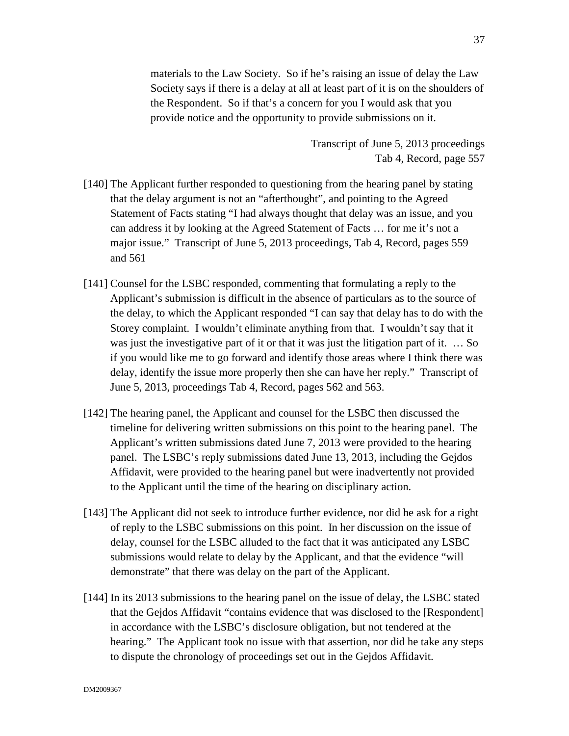> materials to the Law Society. So if he's raising an issue of delay the Law Society says if there is a delay at all at least part of it is on the shoulders of the Respondent. So if that's a concern for you I would ask that you provide notice and the opportunity to provide submissions on it.
>
> Transcript of June 5, 2013 proceedings
> Tab 4, Record, page 557

[140] The Applicant further responded to questioning from the hearing panel by stating that the delay argument is not an "afterthought", and pointing to the Agreed Statement of Facts stating "I had always thought that delay was an issue, and you can address it by looking at the Agreed Statement of Facts … for me it's not a major issue." Transcript of June 5, 2013 proceedings, Tab 4, Record, pages 559 and 561

[141] Counsel for the LSBC responded, commenting that formulating a reply to the Applicant's submission is difficult in the absence of particulars as to the source of the delay, to which the Applicant responded "I can say that delay has to do with the Storey complaint. I wouldn't eliminate anything from that. I wouldn't say that it was just the investigative part of it or that it was just the litigation part of it. … So if you would like me to go forward and identify those areas where I think there was delay, identify the issue more properly then she can have her reply." Transcript of June 5, 2013, proceedings Tab 4, Record, pages 562 and 563.

[142] The hearing panel, the Applicant and counsel for the LSBC then discussed the timeline for delivering written submissions on this point to the hearing panel. The Applicant's written submissions dated June 7, 2013 were provided to the hearing panel. The LSBC's reply submissions dated June 13, 2013, including the Gejdos Affidavit, were provided to the hearing panel but were inadvertently not provided to the Applicant until the time of the hearing on disciplinary action.

[143] The Applicant did not seek to introduce further evidence, nor did he ask for a right of reply to the LSBC submissions on this point. In her discussion on the issue of delay, counsel for the LSBC alluded to the fact that it was anticipated any LSBC submissions would relate to delay by the Applicant, and that the evidence "will demonstrate" that there was delay on the part of the Applicant.

[144] In its 2013 submissions to the hearing panel on the issue of delay, the LSBC stated that the Gejdos Affidavit "contains evidence that was disclosed to the [Respondent] in accordance with the LSBC's disclosure obligation, but not tendered at the hearing." The Applicant took no issue with that assertion, nor did he take any steps to dispute the chronology of proceedings set out in the Gejdos Affidavit.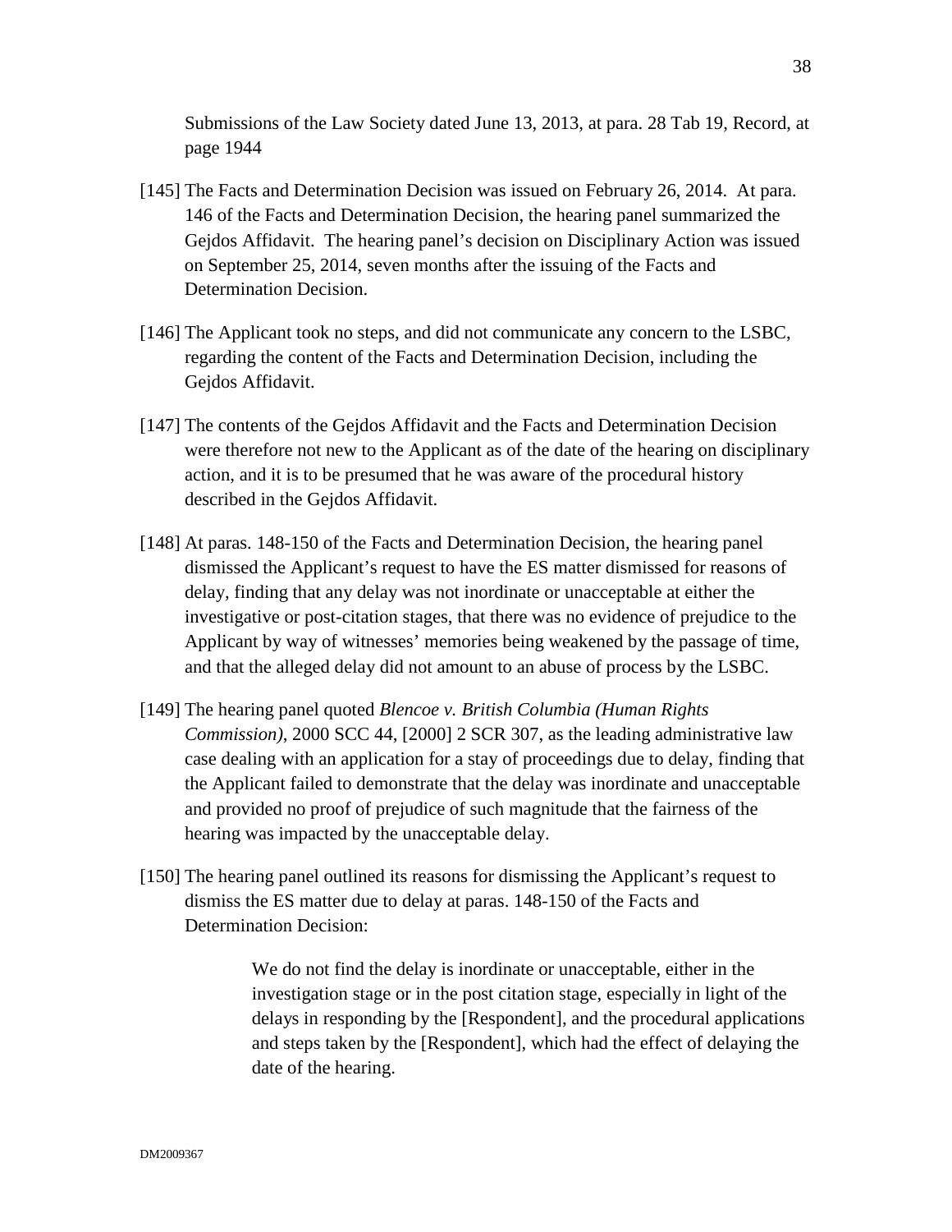Submissions of the Law Society dated June 13, 2013, at para. 28 Tab 19, Record, at page 1944

[145] The Facts and Determination Decision was issued on February 26, 2014. At para. 146 of the Facts and Determination Decision, the hearing panel summarized the Gejdos Affidavit. The hearing panel's decision on Disciplinary Action was issued on September 25, 2014, seven months after the issuing of the Facts and Determination Decision.

[146] The Applicant took no steps, and did not communicate any concern to the LSBC, regarding the content of the Facts and Determination Decision, including the Gejdos Affidavit.

[147] The contents of the Gejdos Affidavit and the Facts and Determination Decision were therefore not new to the Applicant as of the date of the hearing on disciplinary action, and it is to be presumed that he was aware of the procedural history described in the Gejdos Affidavit.

[148] At paras. 148-150 of the Facts and Determination Decision, the hearing panel dismissed the Applicant's request to have the ES matter dismissed for reasons of delay, finding that any delay was not inordinate or unacceptable at either the investigative or post-citation stages, that there was no evidence of prejudice to the Applicant by way of witnesses' memories being weakened by the passage of time, and that the alleged delay did not amount to an abuse of process by the LSBC.

[149] The hearing panel quoted *Blencoe v. British Columbia (Human Rights Commission)*, 2000 SCC 44, [2000] 2 SCR 307, as the leading administrative law case dealing with an application for a stay of proceedings due to delay, finding that the Applicant failed to demonstrate that the delay was inordinate and unacceptable and provided no proof of prejudice of such magnitude that the fairness of the hearing was impacted by the unacceptable delay.

[150] The hearing panel outlined its reasons for dismissing the Applicant's request to dismiss the ES matter due to delay at paras. 148-150 of the Facts and Determination Decision:

> We do not find the delay is inordinate or unacceptable, either in the investigation stage or in the post citation stage, especially in light of the delays in responding by the [Respondent], and the procedural applications and steps taken by the [Respondent], which had the effect of delaying the date of the hearing.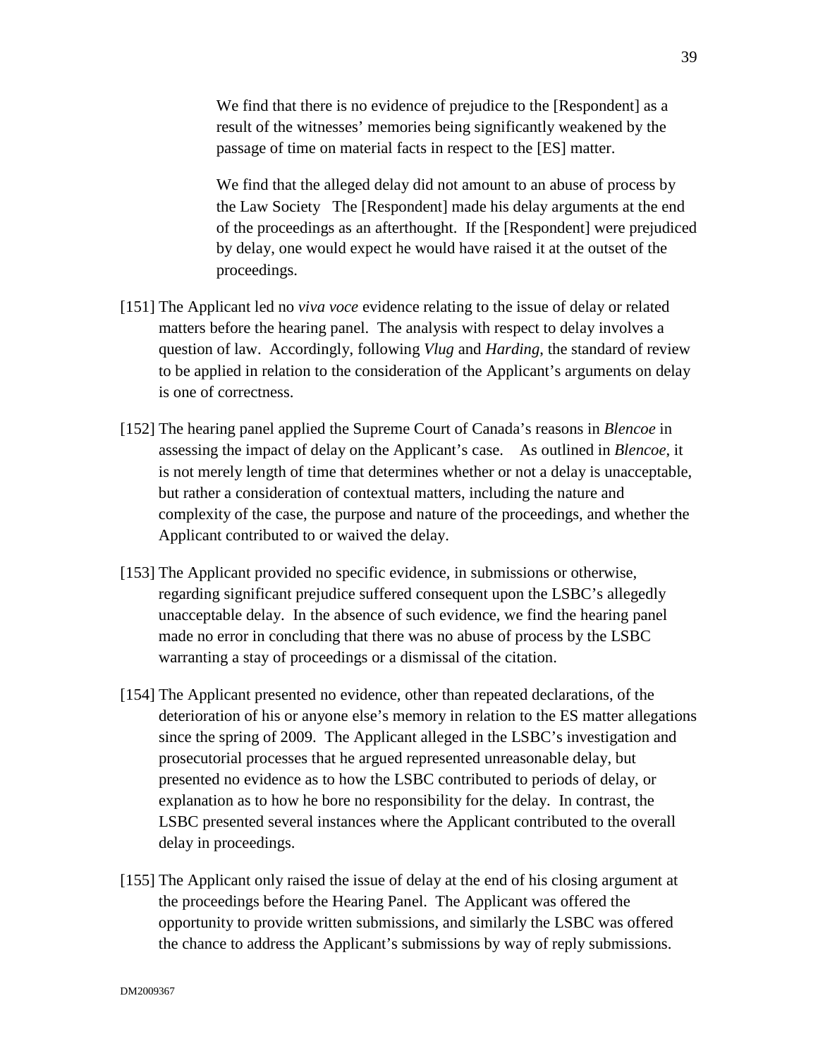> We find that there is no evidence of prejudice to the [Respondent] as a result of the witnesses' memories being significantly weakened by the passage of time on material facts in respect to the [ES] matter.
>
> We find that the alleged delay did not amount to an abuse of process by the Law Society The [Respondent] made his delay arguments at the end of the proceedings as an afterthought. If the [Respondent] were prejudiced by delay, one would expect he would have raised it at the outset of the proceedings.

[151] The Applicant led no *viva voce* evidence relating to the issue of delay or related matters before the hearing panel. The analysis with respect to delay involves a question of law. Accordingly, following *Vlug* and *Harding*, the standard of review to be applied in relation to the consideration of the Applicant's arguments on delay is one of correctness.

[152] The hearing panel applied the Supreme Court of Canada's reasons in *Blencoe* in assessing the impact of delay on the Applicant's case. As outlined in *Blencoe*, it is not merely length of time that determines whether or not a delay is unacceptable, but rather a consideration of contextual matters, including the nature and complexity of the case, the purpose and nature of the proceedings, and whether the Applicant contributed to or waived the delay.

[153] The Applicant provided no specific evidence, in submissions or otherwise, regarding significant prejudice suffered consequent upon the LSBC's allegedly unacceptable delay. In the absence of such evidence, we find the hearing panel made no error in concluding that there was no abuse of process by the LSBC warranting a stay of proceedings or a dismissal of the citation.

[154] The Applicant presented no evidence, other than repeated declarations, of the deterioration of his or anyone else's memory in relation to the ES matter allegations since the spring of 2009. The Applicant alleged in the LSBC's investigation and prosecutorial processes that he argued represented unreasonable delay, but presented no evidence as to how the LSBC contributed to periods of delay, or explanation as to how he bore no responsibility for the delay. In contrast, the LSBC presented several instances where the Applicant contributed to the overall delay in proceedings.

[155] The Applicant only raised the issue of delay at the end of his closing argument at the proceedings before the Hearing Panel. The Applicant was offered the opportunity to provide written submissions, and similarly the LSBC was offered the chance to address the Applicant's submissions by way of reply submissions.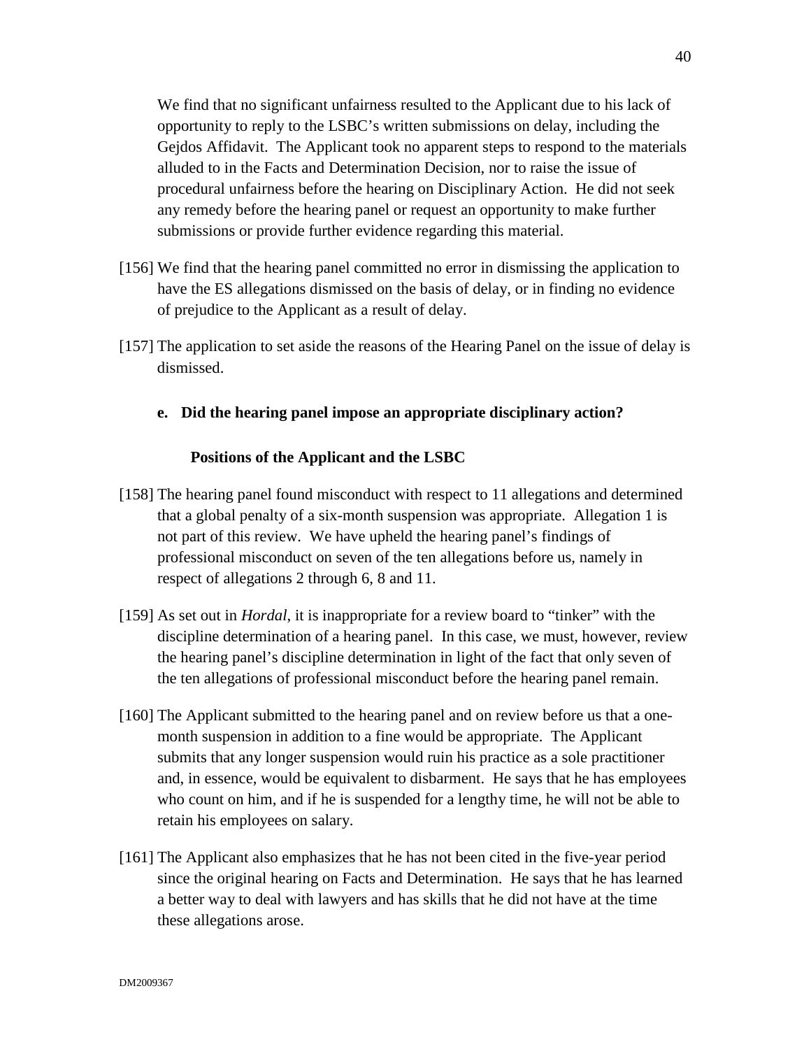We find that no significant unfairness resulted to the Applicant due to his lack of opportunity to reply to the LSBC's written submissions on delay, including the Gejdos Affidavit. The Applicant took no apparent steps to respond to the materials alluded to in the Facts and Determination Decision, nor to raise the issue of procedural unfairness before the hearing on Disciplinary Action. He did not seek any remedy before the hearing panel or request an opportunity to make further submissions or provide further evidence regarding this material.

[156] We find that the hearing panel committed no error in dismissing the application to have the ES allegations dismissed on the basis of delay, or in finding no evidence of prejudice to the Applicant as a result of delay.

[157] The application to set aside the reasons of the Hearing Panel on the issue of delay is dismissed.

### e. Did the hearing panel impose an appropriate disciplinary action?

#### Positions of the Applicant and the LSBC

[158] The hearing panel found misconduct with respect to 11 allegations and determined that a global penalty of a six-month suspension was appropriate. Allegation 1 is not part of this review. We have upheld the hearing panel's findings of professional misconduct on seven of the ten allegations before us, namely in respect of allegations 2 through 6, 8 and 11.

[159] As set out in *Hordal*, it is inappropriate for a review board to "tinker" with the discipline determination of a hearing panel. In this case, we must, however, review the hearing panel's discipline determination in light of the fact that only seven of the ten allegations of professional misconduct before the hearing panel remain.

[160] The Applicant submitted to the hearing panel and on review before us that a one-month suspension in addition to a fine would be appropriate. The Applicant submits that any longer suspension would ruin his practice as a sole practitioner and, in essence, would be equivalent to disbarment. He says that he has employees who count on him, and if he is suspended for a lengthy time, he will not be able to retain his employees on salary.

[161] The Applicant also emphasizes that he has not been cited in the five-year period since the original hearing on Facts and Determination. He says that he has learned a better way to deal with lawyers and has skills that he did not have at the time these allegations arose.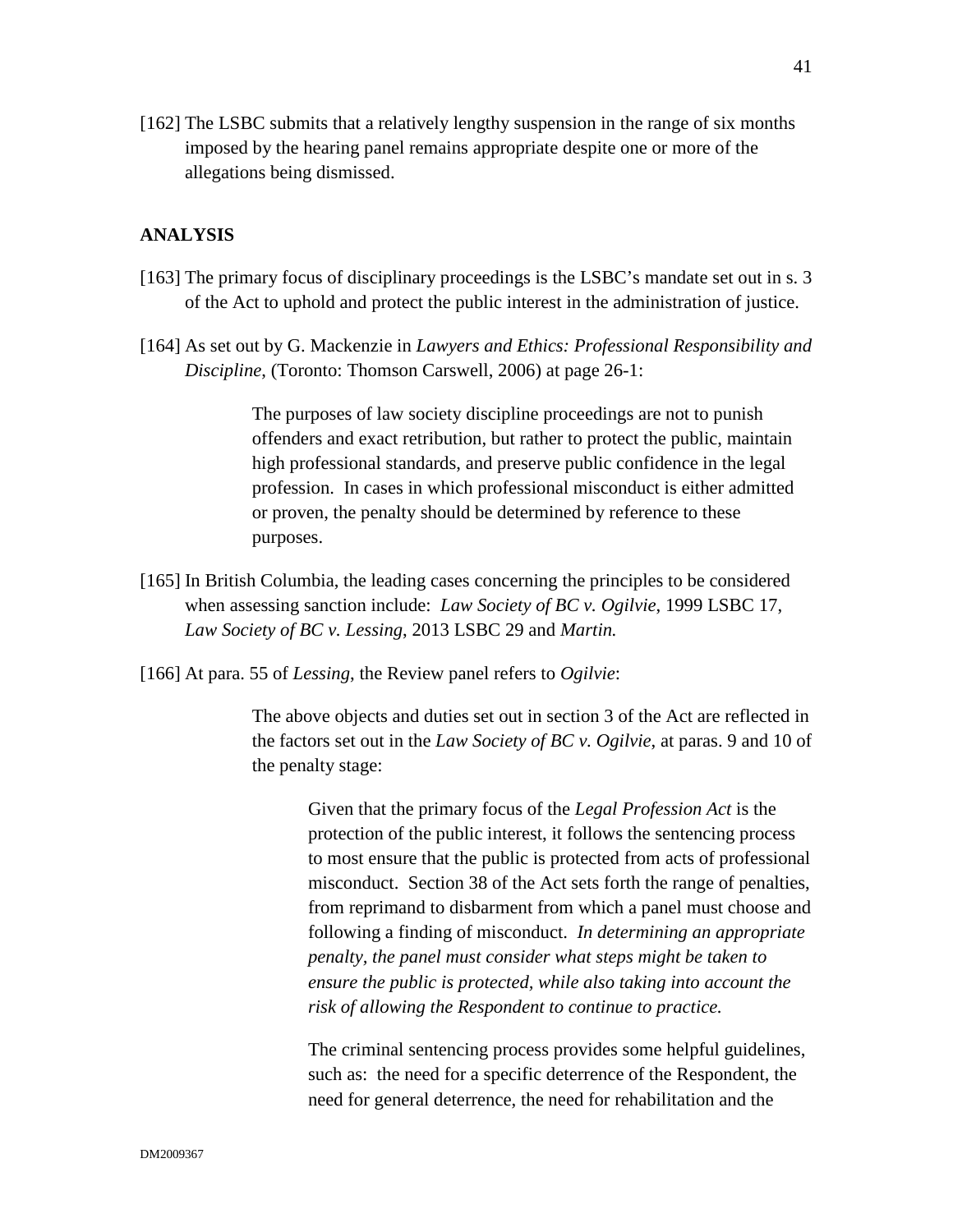[162] The LSBC submits that a relatively lengthy suspension in the range of six months imposed by the hearing panel remains appropriate despite one or more of the allegations being dismissed.

## ANALYSIS

[163] The primary focus of disciplinary proceedings is the LSBC's mandate set out in s. 3 of the Act to uphold and protect the public interest in the administration of justice.

[164] As set out by G. Mackenzie in *Lawyers and Ethics: Professional Responsibility and Discipline*, (Toronto: Thomson Carswell, 2006) at page 26-1:

> The purposes of law society discipline proceedings are not to punish offenders and exact retribution, but rather to protect the public, maintain high professional standards, and preserve public confidence in the legal profession. In cases in which professional misconduct is either admitted or proven, the penalty should be determined by reference to these purposes.

[165] In British Columbia, the leading cases concerning the principles to be considered when assessing sanction include: *Law Society of BC v. Ogilvie*, 1999 LSBC 17, *Law Society of BC v. Lessing*, 2013 LSBC 29 and *Martin.*

[166] At para. 55 of *Lessing*, the Review panel refers to *Ogilvie*:

> The above objects and duties set out in section 3 of the Act are reflected in the factors set out in the *Law Society of BC v. Ogilvie*, at paras. 9 and 10 of the penalty stage:
>
> > Given that the primary focus of the *Legal Profession Act* is the protection of the public interest, it follows the sentencing process to most ensure that the public is protected from acts of professional misconduct. Section 38 of the Act sets forth the range of penalties, from reprimand to disbarment from which a panel must choose and following a finding of misconduct. *In determining an appropriate penalty, the panel must consider what steps might be taken to ensure the public is protected, while also taking into account the risk of allowing the Respondent to continue to practice.*
> >
> > The criminal sentencing process provides some helpful guidelines, such as: the need for a specific deterrence of the Respondent, the need for general deterrence, the need for rehabilitation and the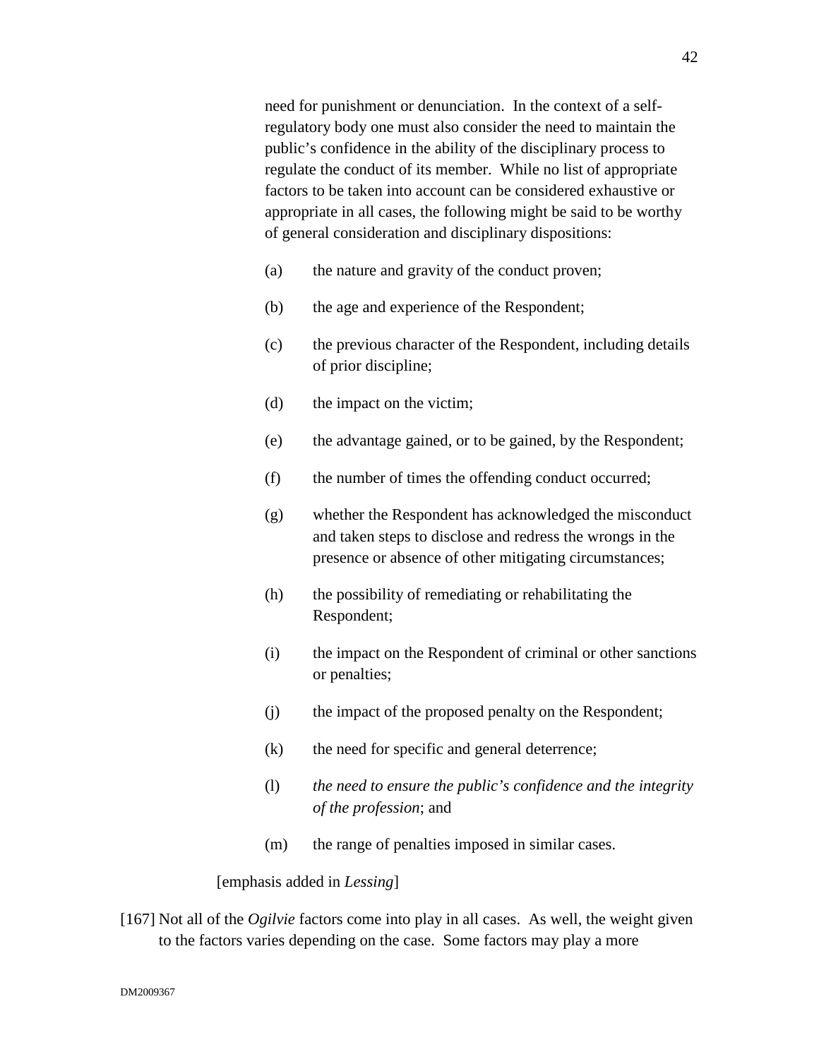> need for punishment or denunciation. In the context of a self-regulatory body one must also consider the need to maintain the public's confidence in the ability of the disciplinary process to regulate the conduct of its member. While no list of appropriate factors to be taken into account can be considered exhaustive or appropriate in all cases, the following might be said to be worthy of general consideration and disciplinary dispositions:
>
> (a) the nature and gravity of the conduct proven;
>
> (b) the age and experience of the Respondent;
>
> (c) the previous character of the Respondent, including details of prior discipline;
>
> (d) the impact on the victim;
>
> (e) the advantage gained, or to be gained, by the Respondent;
>
> (f) the number of times the offending conduct occurred;
>
> (g) whether the Respondent has acknowledged the misconduct and taken steps to disclose and redress the wrongs in the presence or absence of other mitigating circumstances;
>
> (h) the possibility of remediating or rehabilitating the Respondent;
>
> (i) the impact on the Respondent of criminal or other sanctions or penalties;
>
> (j) the impact of the proposed penalty on the Respondent;
>
> (k) the need for specific and general deterrence;
>
> (l) *the need to ensure the public's confidence and the integrity of the profession*; and
>
> (m) the range of penalties imposed in similar cases.
>
> [emphasis added in *Lessing*]

[167] Not all of the *Ogilvie* factors come into play in all cases. As well, the weight given to the factors varies depending on the case. Some factors may play a more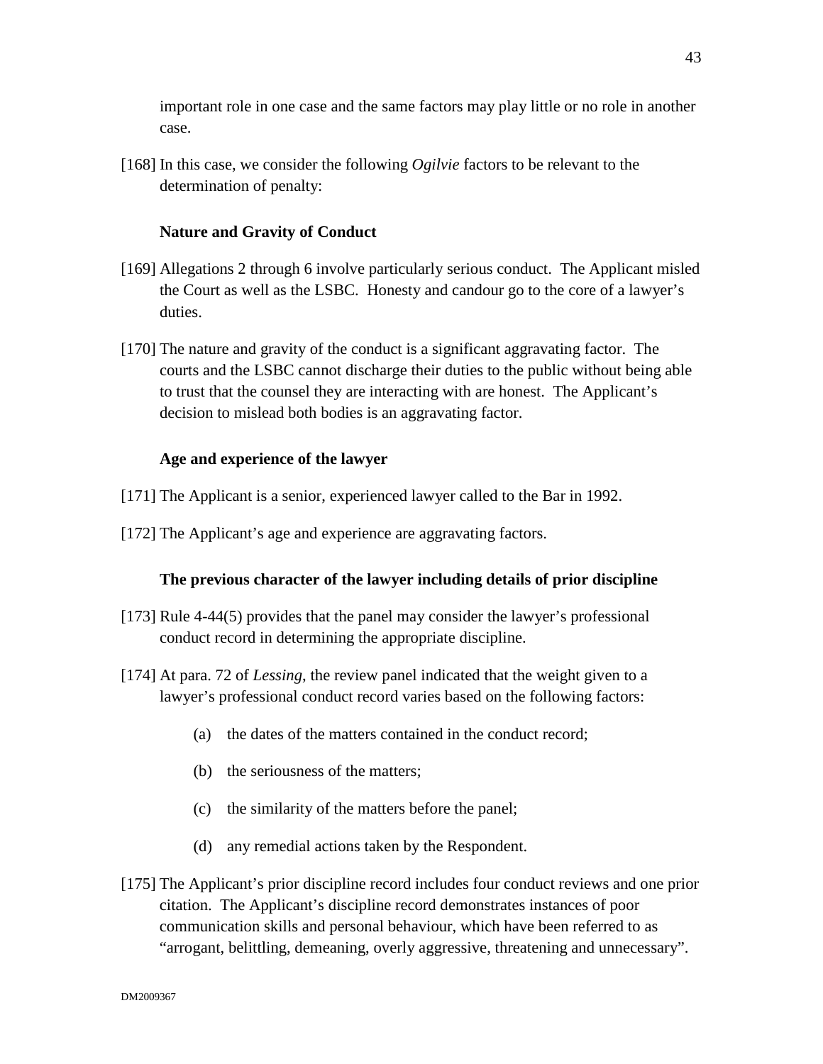important role in one case and the same factors may play little or no role in another case.

[168] In this case, we consider the following *Ogilvie* factors to be relevant to the determination of penalty:

**Nature and Gravity of Conduct**

[169] Allegations 2 through 6 involve particularly serious conduct. The Applicant misled the Court as well as the LSBC. Honesty and candour go to the core of a lawyer's duties.

[170] The nature and gravity of the conduct is a significant aggravating factor. The courts and the LSBC cannot discharge their duties to the public without being able to trust that the counsel they are interacting with are honest. The Applicant's decision to mislead both bodies is an aggravating factor.

**Age and experience of the lawyer**

[171] The Applicant is a senior, experienced lawyer called to the Bar in 1992.

[172] The Applicant's age and experience are aggravating factors.

**The previous character of the lawyer including details of prior discipline**

[173] Rule 4-44(5) provides that the panel may consider the lawyer's professional conduct record in determining the appropriate discipline.

[174] At para. 72 of *Lessing*, the review panel indicated that the weight given to a lawyer's professional conduct record varies based on the following factors:

(a) the dates of the matters contained in the conduct record;

(b) the seriousness of the matters;

(c) the similarity of the matters before the panel;

(d) any remedial actions taken by the Respondent.

[175] The Applicant's prior discipline record includes four conduct reviews and one prior citation. The Applicant's discipline record demonstrates instances of poor communication skills and personal behaviour, which have been referred to as "arrogant, belittling, demeaning, overly aggressive, threatening and unnecessary".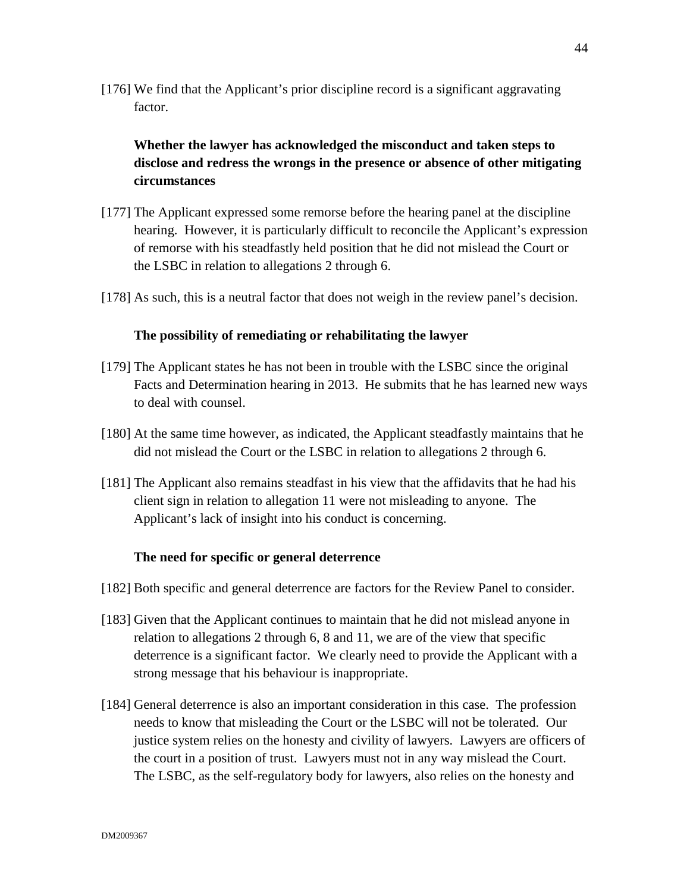[176] We find that the Applicant's prior discipline record is a significant aggravating factor.

**Whether the lawyer has acknowledged the misconduct and taken steps to disclose and redress the wrongs in the presence or absence of other mitigating circumstances**

[177] The Applicant expressed some remorse before the hearing panel at the discipline hearing. However, it is particularly difficult to reconcile the Applicant's expression of remorse with his steadfastly held position that he did not mislead the Court or the LSBC in relation to allegations 2 through 6.

[178] As such, this is a neutral factor that does not weigh in the review panel's decision.

**The possibility of remediating or rehabilitating the lawyer**

[179] The Applicant states he has not been in trouble with the LSBC since the original Facts and Determination hearing in 2013. He submits that he has learned new ways to deal with counsel.

[180] At the same time however, as indicated, the Applicant steadfastly maintains that he did not mislead the Court or the LSBC in relation to allegations 2 through 6.

[181] The Applicant also remains steadfast in his view that the affidavits that he had his client sign in relation to allegation 11 were not misleading to anyone. The Applicant's lack of insight into his conduct is concerning.

**The need for specific or general deterrence**

[182] Both specific and general deterrence are factors for the Review Panel to consider.

[183] Given that the Applicant continues to maintain that he did not mislead anyone in relation to allegations 2 through 6, 8 and 11, we are of the view that specific deterrence is a significant factor. We clearly need to provide the Applicant with a strong message that his behaviour is inappropriate.

[184] General deterrence is also an important consideration in this case. The profession needs to know that misleading the Court or the LSBC will not be tolerated. Our justice system relies on the honesty and civility of lawyers. Lawyers are officers of the court in a position of trust. Lawyers must not in any way mislead the Court. The LSBC, as the self-regulatory body for lawyers, also relies on the honesty and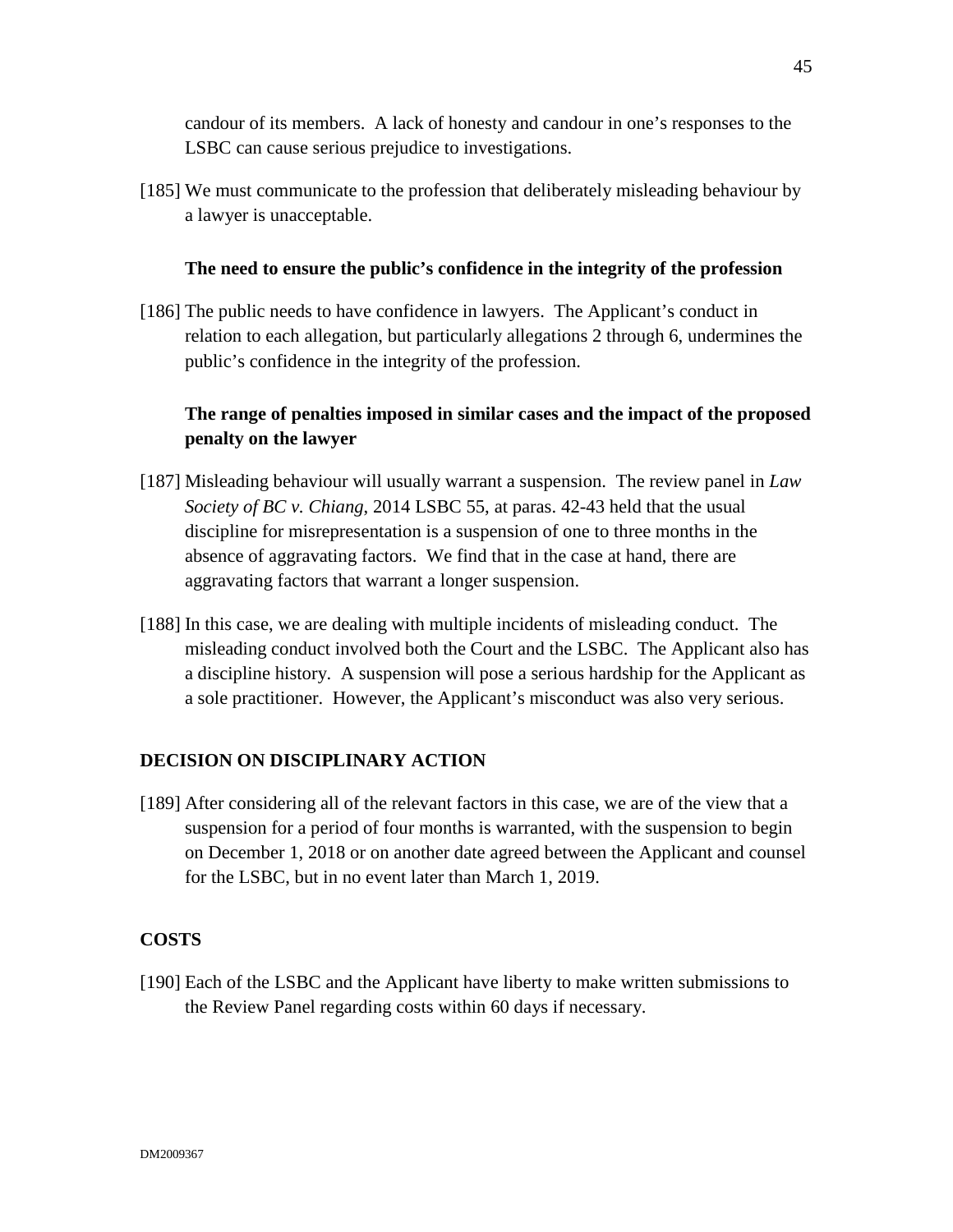candour of its members. A lack of honesty and candour in one's responses to the LSBC can cause serious prejudice to investigations.

[185] We must communicate to the profession that deliberately misleading behaviour by a lawyer is unacceptable.

**The need to ensure the public's confidence in the integrity of the profession**

[186] The public needs to have confidence in lawyers. The Applicant's conduct in relation to each allegation, but particularly allegations 2 through 6, undermines the public's confidence in the integrity of the profession.

**The range of penalties imposed in similar cases and the impact of the proposed penalty on the lawyer**

[187] Misleading behaviour will usually warrant a suspension. The review panel in *Law Society of BC v. Chiang*, 2014 LSBC 55, at paras. 42-43 held that the usual discipline for misrepresentation is a suspension of one to three months in the absence of aggravating factors. We find that in the case at hand, there are aggravating factors that warrant a longer suspension.

[188] In this case, we are dealing with multiple incidents of misleading conduct. The misleading conduct involved both the Court and the LSBC. The Applicant also has a discipline history. A suspension will pose a serious hardship for the Applicant as a sole practitioner. However, the Applicant's misconduct was also very serious.

## DECISION ON DISCIPLINARY ACTION

[189] After considering all of the relevant factors in this case, we are of the view that a suspension for a period of four months is warranted, with the suspension to begin on December 1, 2018 or on another date agreed between the Applicant and counsel for the LSBC, but in no event later than March 1, 2019.

## COSTS

[190] Each of the LSBC and the Applicant have liberty to make written submissions to the Review Panel regarding costs within 60 days if necessary.

DM2009367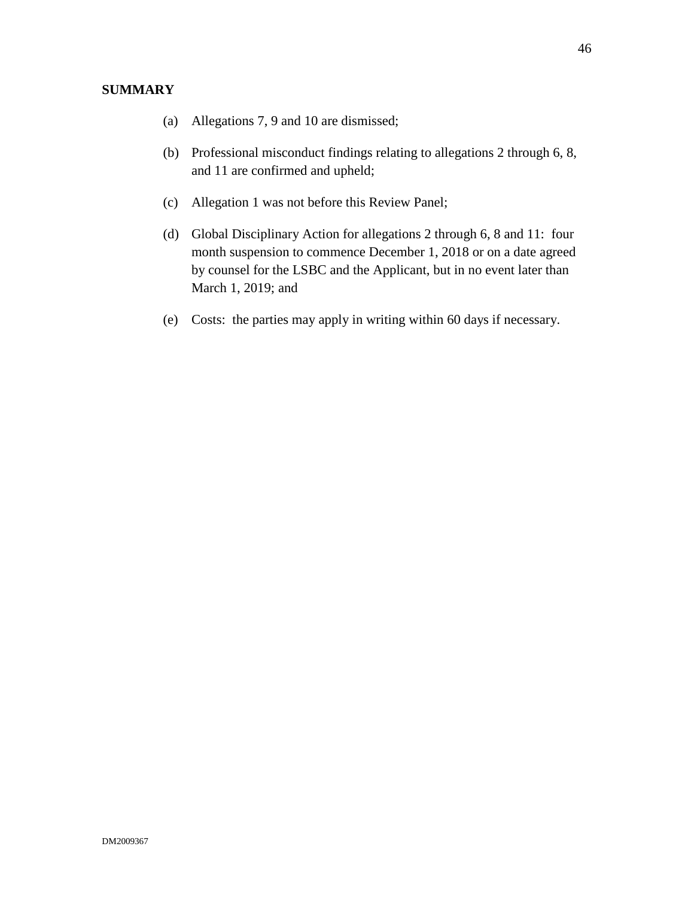**SUMMARY**

(a) Allegations 7, 9 and 10 are dismissed;

(b) Professional misconduct findings relating to allegations 2 through 6, 8, and 11 are confirmed and upheld;

(c) Allegation 1 was not before this Review Panel;

(d) Global Disciplinary Action for allegations 2 through 6, 8 and 11: four month suspension to commence December 1, 2018 or on a date agreed by counsel for the LSBC and the Applicant, but in no event later than March 1, 2019; and

(e) Costs: the parties may apply in writing within 60 days if necessary.

DM2009367